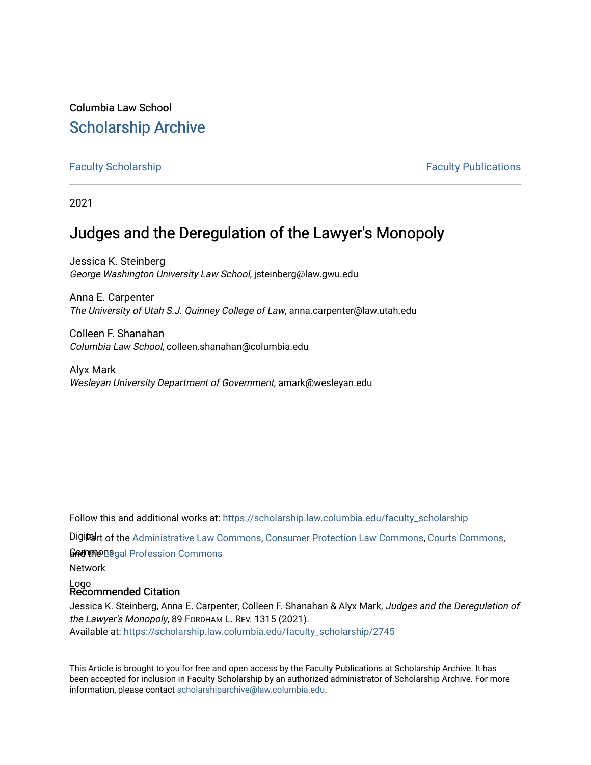Columbia Law School

# Scholarship Archive

Faculty Scholarship | Faculty Publications

2021

## Judges and the Deregulation of the Lawyer's Monopoly

Jessica K. Steinberg
*George Washington University Law School*, jsteinberg@law.gwu.edu

Anna E. Carpenter
*The University of Utah S.J. Quinney College of Law*, anna.carpenter@law.utah.edu

Colleen F. Shanahan
*Columbia Law School*, colleen.shanahan@columbia.edu

Alyx Mark
*Wesleyan University Department of Government*, amark@wesleyan.edu

Follow this and additional works at: https://scholarship.law.columbia.edu/faculty_scholarship

Part of the Administrative Law Commons, Consumer Protection Law Commons, Courts Commons, and the Legal Profession Commons

### Recommended Citation

Jessica K. Steinberg, Anna E. Carpenter, Colleen F. Shanahan & Alyx Mark, *Judges and the Deregulation of the Lawyer's Monopoly*, 89 Fordham L. Rev. 1315 (2021).
Available at: https://scholarship.law.columbia.edu/faculty_scholarship/2745

This Article is brought to you for free and open access by the Faculty Publications at Scholarship Archive. It has been accepted for inclusion in Faculty Scholarship by an authorized administrator of Scholarship Archive. For more information, please contact scholarshiparchive@law.columbia.edu.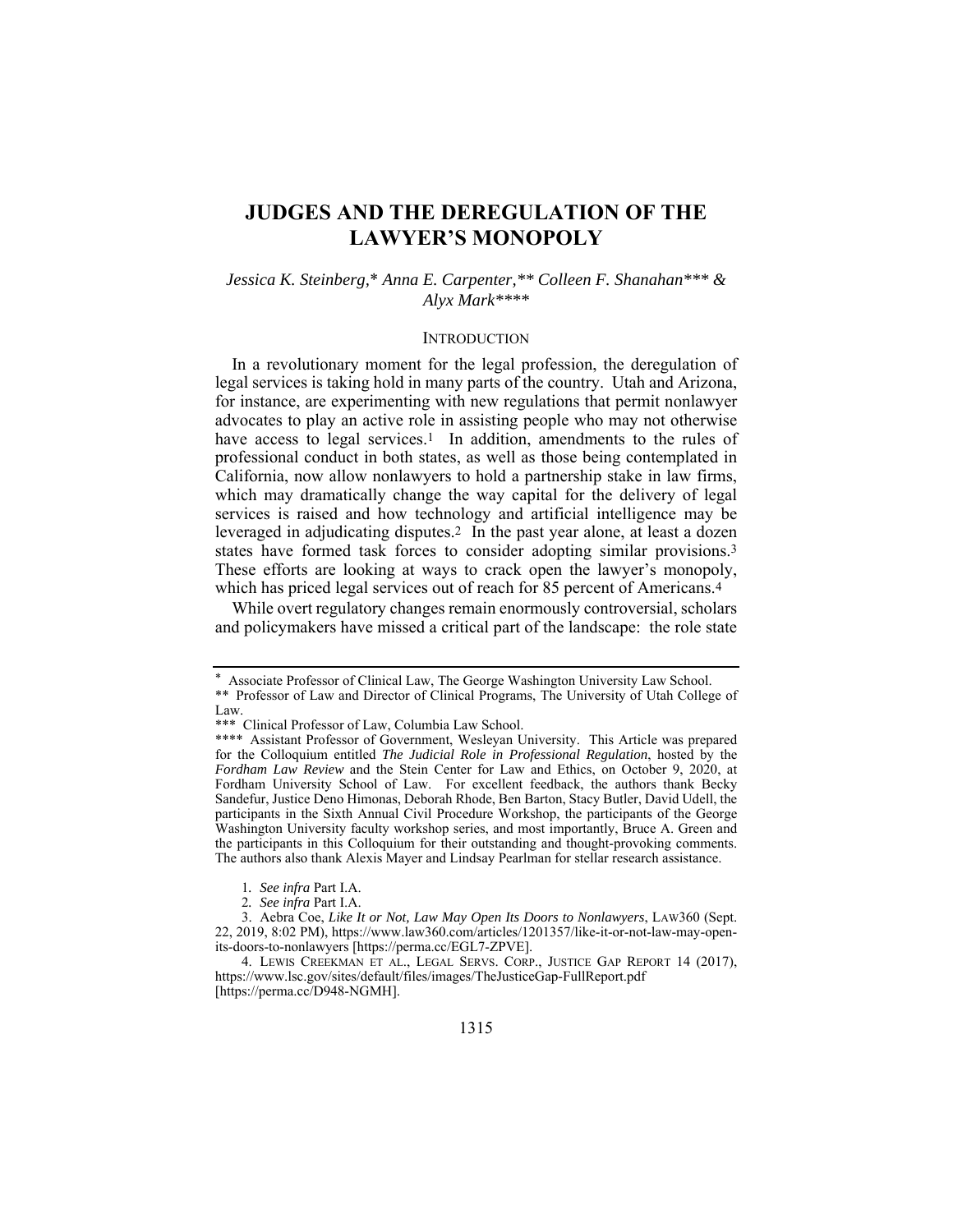# JUDGES AND THE DEREGULATION OF THE LAWYER'S MONOPOLY

*Jessica K. Steinberg,\* Anna E. Carpenter,\*\* Colleen F. Shanahan\*\*\* & Alyx Mark\*\*\*\**

## INTRODUCTION

In a revolutionary moment for the legal profession, the deregulation of legal services is taking hold in many parts of the country. Utah and Arizona, for instance, are experimenting with new regulations that permit nonlawyer advocates to play an active role in assisting people who may not otherwise have access to legal services.[1] In addition, amendments to the rules of professional conduct in both states, as well as those being contemplated in California, now allow nonlawyers to hold a partnership stake in law firms, which may dramatically change the way capital for the delivery of legal services is raised and how technology and artificial intelligence may be leveraged in adjudicating disputes.[2] In the past year alone, at least a dozen states have formed task forces to consider adopting similar provisions.[3] These efforts are looking at ways to crack open the lawyer's monopoly, which has priced legal services out of reach for 85 percent of Americans.[4]

While overt regulatory changes remain enormously controversial, scholars and policymakers have missed a critical part of the landscape: the role state

---

\* Associate Professor of Clinical Law, The George Washington University Law School.

\*\* Professor of Law and Director of Clinical Programs, The University of Utah College of Law.

\*\*\* Clinical Professor of Law, Columbia Law School.

\*\*\*\* Assistant Professor of Government, Wesleyan University. This Article was prepared for the Colloquium entitled *The Judicial Role in Professional Regulation*, hosted by the *Fordham Law Review* and the Stein Center for Law and Ethics, on October 9, 2020, at Fordham University School of Law. For excellent feedback, the authors thank Becky Sandefur, Justice Deno Himonas, Deborah Rhode, Ben Barton, Stacy Butler, David Udell, the participants in the Sixth Annual Civil Procedure Workshop, the participants of the George Washington University faculty workshop series, and most importantly, Bruce A. Green and the participants in this Colloquium for their outstanding and thought-provoking comments. The authors also thank Alexis Mayer and Lindsay Pearlman for stellar research assistance.

1. *See infra* Part I.A.

2. *See infra* Part I.A.

3. Aebra Coe, *Like It or Not, Law May Open Its Doors to Nonlawyers*, LAW360 (Sept. 22, 2019, 8:02 PM), https://www.law360.com/articles/1201357/like-it-or-not-law-may-open-its-doors-to-nonlawyers [https://perma.cc/EGL7-ZPVE].

4. LEWIS CREEKMAN ET AL., LEGAL SERVS. CORP., JUSTICE GAP REPORT 14 (2017), https://www.lsc.gov/sites/default/files/images/TheJusticeGap-FullReport.pdf [https://perma.cc/D948-NGMH].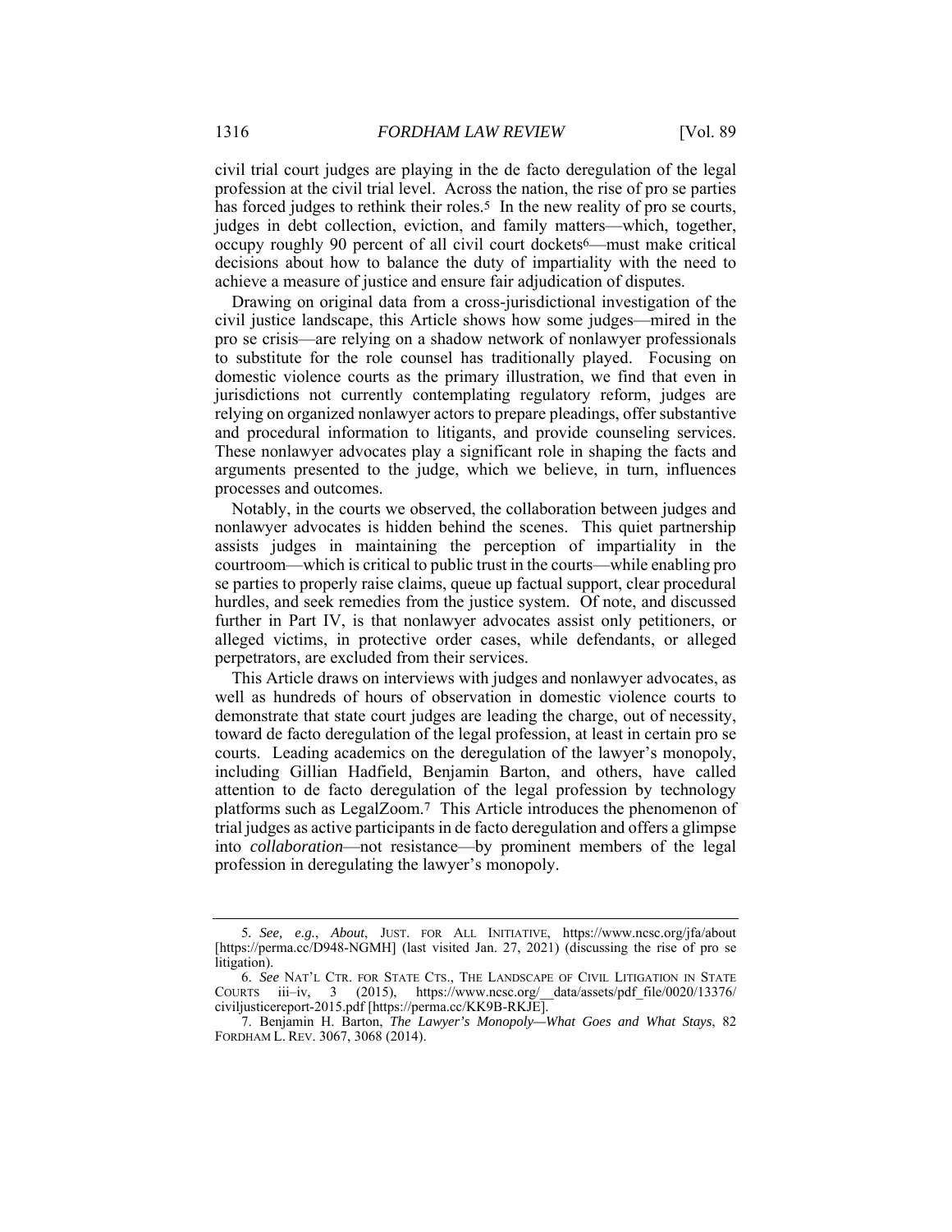civil trial court judges are playing in the de facto deregulation of the legal profession at the civil trial level. Across the nation, the rise of pro se parties has forced judges to rethink their roles.[5] In the new reality of pro se courts, judges in debt collection, eviction, and family matters—which, together, occupy roughly 90 percent of all civil court dockets[6]—must make critical decisions about how to balance the duty of impartiality with the need to achieve a measure of justice and ensure fair adjudication of disputes.

Drawing on original data from a cross-jurisdictional investigation of the civil justice landscape, this Article shows how some judges—mired in the pro se crisis—are relying on a shadow network of nonlawyer professionals to substitute for the role counsel has traditionally played. Focusing on domestic violence courts as the primary illustration, we find that even in jurisdictions not currently contemplating regulatory reform, judges are relying on organized nonlawyer actors to prepare pleadings, offer substantive and procedural information to litigants, and provide counseling services. These nonlawyer advocates play a significant role in shaping the facts and arguments presented to the judge, which we believe, in turn, influences processes and outcomes.

Notably, in the courts we observed, the collaboration between judges and nonlawyer advocates is hidden behind the scenes. This quiet partnership assists judges in maintaining the perception of impartiality in the courtroom—which is critical to public trust in the courts—while enabling pro se parties to properly raise claims, queue up factual support, clear procedural hurdles, and seek remedies from the justice system. Of note, and discussed further in Part IV, is that nonlawyer advocates assist only petitioners, or alleged victims, in protective order cases, while defendants, or alleged perpetrators, are excluded from their services.

This Article draws on interviews with judges and nonlawyer advocates, as well as hundreds of hours of observation in domestic violence courts to demonstrate that state court judges are leading the charge, out of necessity, toward de facto deregulation of the legal profession, at least in certain pro se courts. Leading academics on the deregulation of the lawyer's monopoly, including Gillian Hadfield, Benjamin Barton, and others, have called attention to de facto deregulation of the legal profession by technology platforms such as LegalZoom.[7] This Article introduces the phenomenon of trial judges as active participants in de facto deregulation and offers a glimpse into *collaboration*—not resistance—by prominent members of the legal profession in deregulating the lawyer's monopoly.

---

5. *See, e.g.*, *About*, JUST. FOR ALL INITIATIVE, https://www.ncsc.org/jfa/about [https://perma.cc/D948-NGMH] (last visited Jan. 27, 2021) (discussing the rise of pro se litigation).

6. *See* NAT'L CTR. FOR STATE CTS., THE LANDSCAPE OF CIVIL LITIGATION IN STATE COURTS iii–iv, 3 (2015), https://www.ncsc.org/__data/assets/pdf_file/0020/13376/civiljusticereport-2015.pdf [https://perma.cc/KK9B-RKJE].

7. Benjamin H. Barton, *The Lawyer's Monopoly—What Goes and What Stays*, 82 FORDHAM L. REV. 3067, 3068 (2014).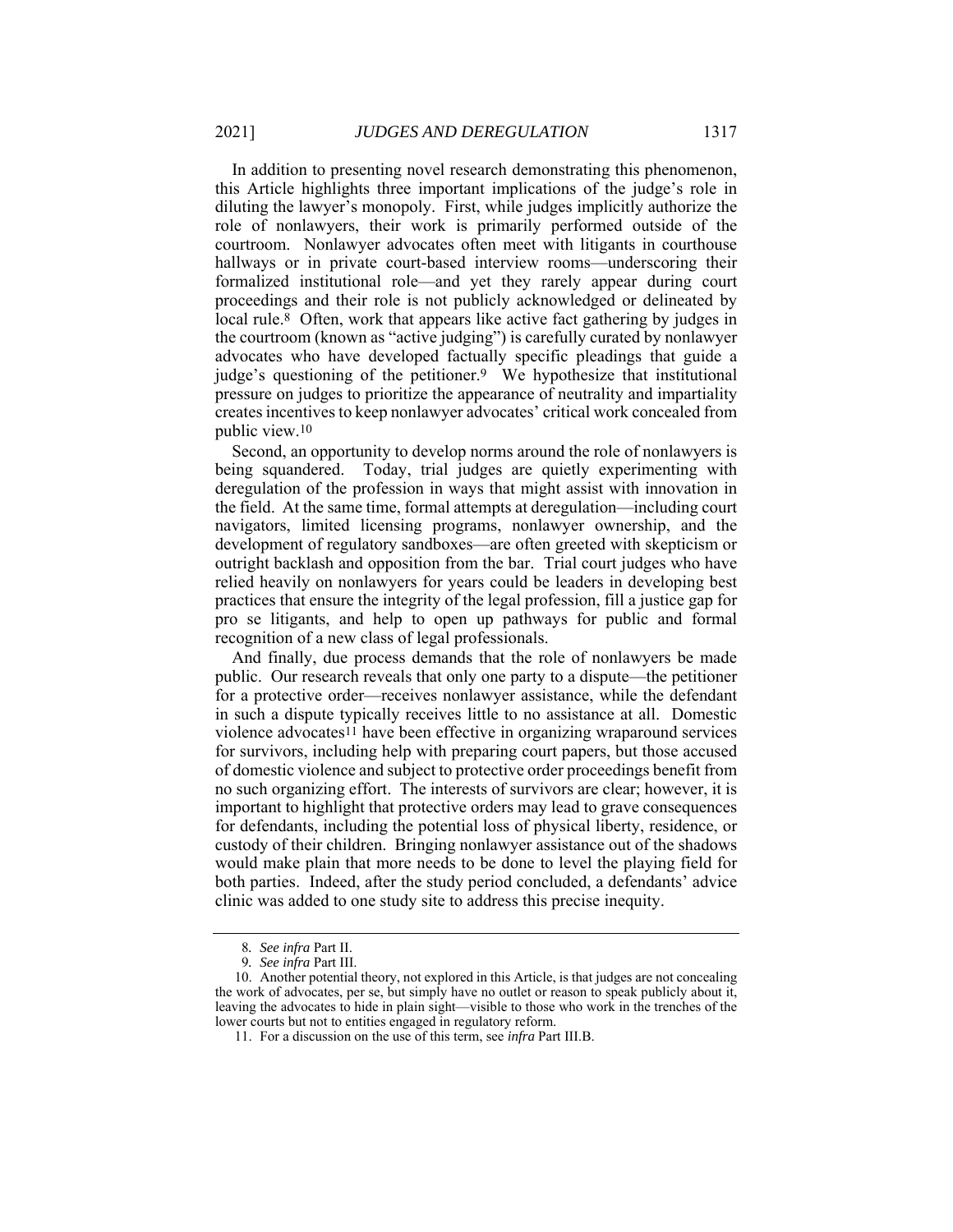In addition to presenting novel research demonstrating this phenomenon, this Article highlights three important implications of the judge's role in diluting the lawyer's monopoly. First, while judges implicitly authorize the role of nonlawyers, their work is primarily performed outside of the courtroom. Nonlawyer advocates often meet with litigants in courthouse hallways or in private court-based interview rooms—underscoring their formalized institutional role—and yet they rarely appear during court proceedings and their role is not publicly acknowledged or delineated by local rule.[8] Often, work that appears like active fact gathering by judges in the courtroom (known as "active judging") is carefully curated by nonlawyer advocates who have developed factually specific pleadings that guide a judge's questioning of the petitioner.[9] We hypothesize that institutional pressure on judges to prioritize the appearance of neutrality and impartiality creates incentives to keep nonlawyer advocates' critical work concealed from public view.[10]

Second, an opportunity to develop norms around the role of nonlawyers is being squandered. Today, trial judges are quietly experimenting with deregulation of the profession in ways that might assist with innovation in the field. At the same time, formal attempts at deregulation—including court navigators, limited licensing programs, nonlawyer ownership, and the development of regulatory sandboxes—are often greeted with skepticism or outright backlash and opposition from the bar. Trial court judges who have relied heavily on nonlawyers for years could be leaders in developing best practices that ensure the integrity of the legal profession, fill a justice gap for pro se litigants, and help to open up pathways for public and formal recognition of a new class of legal professionals.

And finally, due process demands that the role of nonlawyers be made public. Our research reveals that only one party to a dispute—the petitioner for a protective order—receives nonlawyer assistance, while the defendant in such a dispute typically receives little to no assistance at all. Domestic violence advocates[11] have been effective in organizing wraparound services for survivors, including help with preparing court papers, but those accused of domestic violence and subject to protective order proceedings benefit from no such organizing effort. The interests of survivors are clear; however, it is important to highlight that protective orders may lead to grave consequences for defendants, including the potential loss of physical liberty, residence, or custody of their children. Bringing nonlawyer assistance out of the shadows would make plain that more needs to be done to level the playing field for both parties. Indeed, after the study period concluded, a defendants' advice clinic was added to one study site to address this precise inequity.

---

8. *See infra* Part II.

9. *See infra* Part III.

10. Another potential theory, not explored in this Article, is that judges are not concealing the work of advocates, per se, but simply have no outlet or reason to speak publicly about it, leaving the advocates to hide in plain sight—visible to those who work in the trenches of the lower courts but not to entities engaged in regulatory reform.

11. For a discussion on the use of this term, see *infra* Part III.B.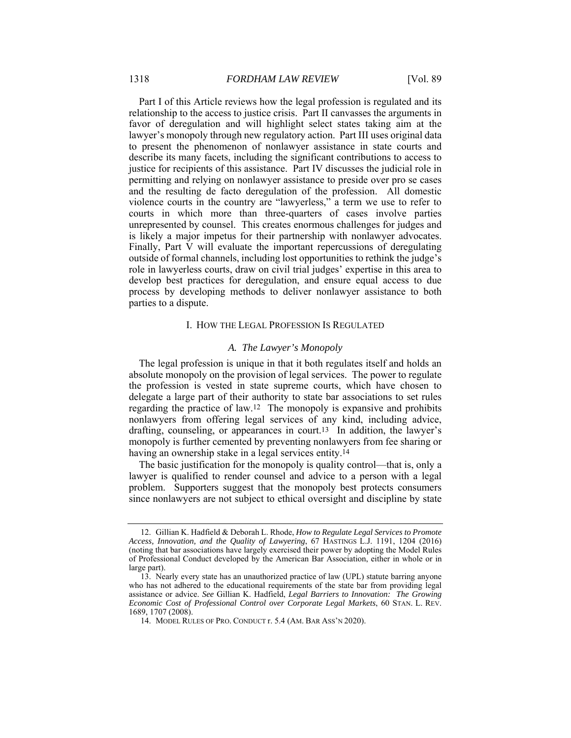Part I of this Article reviews how the legal profession is regulated and its relationship to the access to justice crisis. Part II canvasses the arguments in favor of deregulation and will highlight select states taking aim at the lawyer's monopoly through new regulatory action. Part III uses original data to present the phenomenon of nonlawyer assistance in state courts and describe its many facets, including the significant contributions to access to justice for recipients of this assistance. Part IV discusses the judicial role in permitting and relying on nonlawyer assistance to preside over pro se cases and the resulting de facto deregulation of the profession. All domestic violence courts in the country are "lawyerless," a term we use to refer to courts in which more than three-quarters of cases involve parties unrepresented by counsel. This creates enormous challenges for judges and is likely a major impetus for their partnership with nonlawyer advocates. Finally, Part V will evaluate the important repercussions of deregulating outside of formal channels, including lost opportunities to rethink the judge's role in lawyerless courts, draw on civil trial judges' expertise in this area to develop best practices for deregulation, and ensure equal access to due process by developing methods to deliver nonlawyer assistance to both parties to a dispute.

## I. HOW THE LEGAL PROFESSION IS REGULATED

### *A. The Lawyer's Monopoly*

The legal profession is unique in that it both regulates itself and holds an absolute monopoly on the provision of legal services. The power to regulate the profession is vested in state supreme courts, which have chosen to delegate a large part of their authority to state bar associations to set rules regarding the practice of law.[12] The monopoly is expansive and prohibits nonlawyers from offering legal services of any kind, including advice, drafting, counseling, or appearances in court.[13] In addition, the lawyer's monopoly is further cemented by preventing nonlawyers from fee sharing or having an ownership stake in a legal services entity.[14]

The basic justification for the monopoly is quality control—that is, only a lawyer is qualified to render counsel and advice to a person with a legal problem. Supporters suggest that the monopoly best protects consumers since nonlawyers are not subject to ethical oversight and discipline by state

---

12. Gillian K. Hadfield & Deborah L. Rhode, *How to Regulate Legal Services to Promote Access, Innovation, and the Quality of Lawyering*, 67 HASTINGS L.J. 1191, 1204 (2016) (noting that bar associations have largely exercised their power by adopting the Model Rules of Professional Conduct developed by the American Bar Association, either in whole or in large part).

13. Nearly every state has an unauthorized practice of law (UPL) statute barring anyone who has not adhered to the educational requirements of the state bar from providing legal assistance or advice. *See* Gillian K. Hadfield, *Legal Barriers to Innovation: The Growing Economic Cost of Professional Control over Corporate Legal Markets*, 60 STAN. L. REV. 1689, 1707 (2008).

14. MODEL RULES OF PRO. CONDUCT r. 5.4 (AM. BAR ASS'N 2020).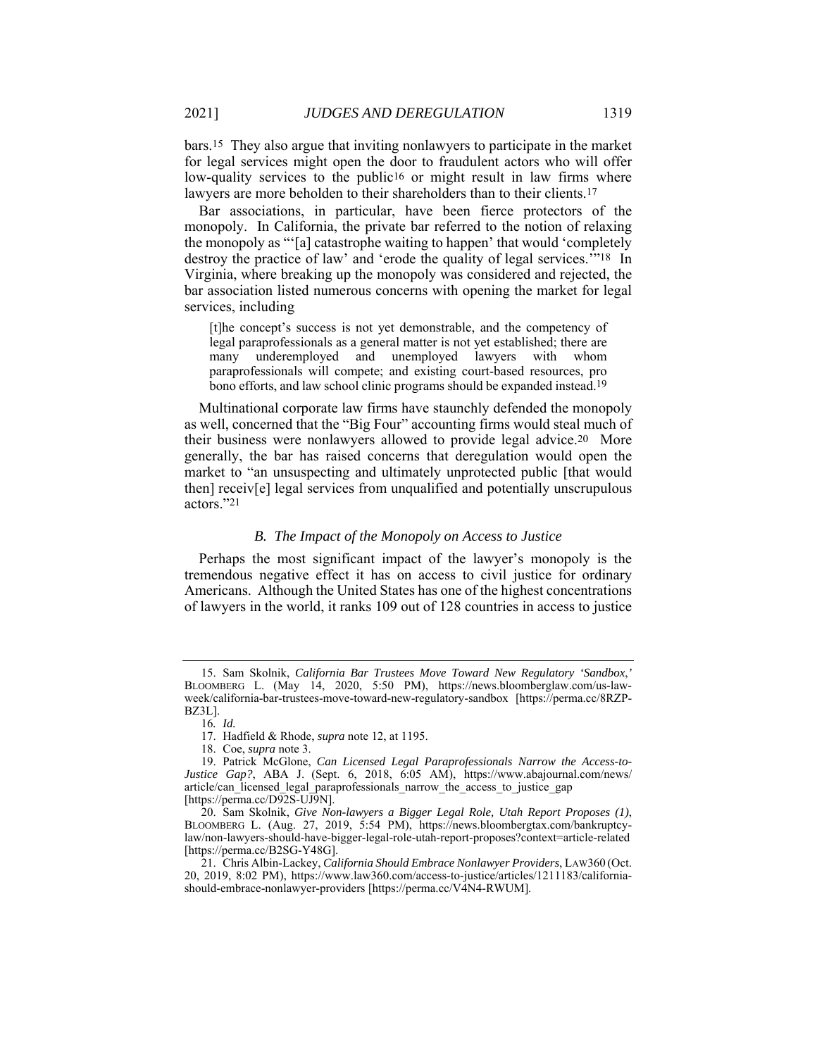bars.[15] They also argue that inviting nonlawyers to participate in the market for legal services might open the door to fraudulent actors who will offer low-quality services to the public[16] or might result in law firms where lawyers are more beholden to their shareholders than to their clients.[17]

Bar associations, in particular, have been fierce protectors of the monopoly. In California, the private bar referred to the notion of relaxing the monopoly as "'[a] catastrophe waiting to happen' that would 'completely destroy the practice of law' and 'erode the quality of legal services.'"[18] In Virginia, where breaking up the monopoly was considered and rejected, the bar association listed numerous concerns with opening the market for legal services, including

> [t]he concept's success is not yet demonstrable, and the competency of legal paraprofessionals as a general matter is not yet established; there are many underemployed and unemployed lawyers with whom paraprofessionals will compete; and existing court-based resources, pro bono efforts, and law school clinic programs should be expanded instead.[19]

Multinational corporate law firms have staunchly defended the monopoly as well, concerned that the "Big Four" accounting firms would steal much of their business were nonlawyers allowed to provide legal advice.[20] More generally, the bar has raised concerns that deregulation would open the market to "an unsuspecting and ultimately unprotected public [that would then] receiv[e] legal services from unqualified and potentially unscrupulous actors."[21]

### *B. The Impact of the Monopoly on Access to Justice*

Perhaps the most significant impact of the lawyer's monopoly is the tremendous negative effect it has on access to civil justice for ordinary Americans. Although the United States has one of the highest concentrations of lawyers in the world, it ranks 109 out of 128 countries in access to justice

---

15. Sam Skolnik, *California Bar Trustees Move Toward New Regulatory 'Sandbox*,*'* BLOOMBERG L. (May 14, 2020, 5:50 PM), https://news.bloomberglaw.com/us-law-week/california-bar-trustees-move-toward-new-regulatory-sandbox [https://perma.cc/8RZP-BZ3L].

16. *Id.*

17. Hadfield & Rhode, *supra* note 12, at 1195.

18. Coe, *supra* note 3.

19. Patrick McGlone, *Can Licensed Legal Paraprofessionals Narrow the Access-to-Justice Gap?*, ABA J. (Sept. 6, 2018, 6:05 AM), https://www.abajournal.com/news/article/can_licensed_legal_paraprofessionals_narrow_the_access_to_justice_gap [https://perma.cc/D92S-UJ9N].

20. Sam Skolnik, *Give Non-lawyers a Bigger Legal Role, Utah Report Proposes (1)*, BLOOMBERG L. (Aug. 27, 2019, 5:54 PM), https://news.bloombergtax.com/bankruptcy-law/non-lawyers-should-have-bigger-legal-role-utah-report-proposes?context=article-related [https://perma.cc/B2SG-Y48G].

21. Chris Albin-Lackey, *California Should Embrace Nonlawyer Providers*, LAW360 (Oct. 20, 2019, 8:02 PM), https://www.law360.com/access-to-justice/articles/1211183/california-should-embrace-nonlawyer-providers [https://perma.cc/V4N4-RWUM].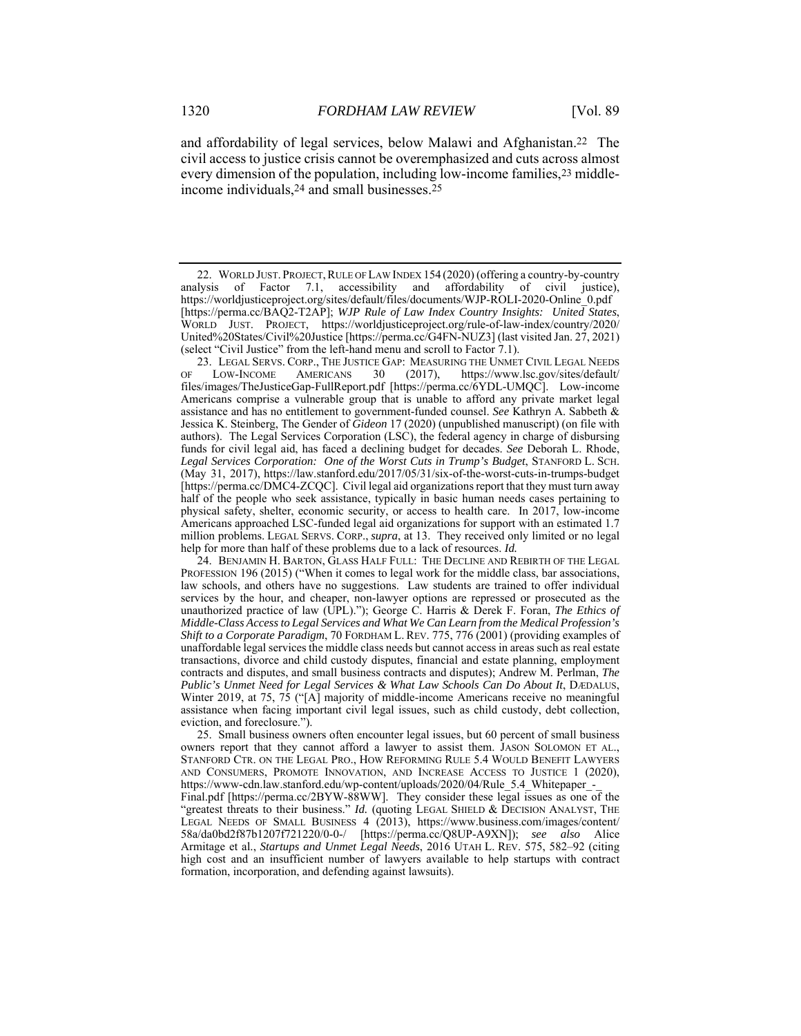and affordability of legal services, below Malawi and Afghanistan.[22] The civil access to justice crisis cannot be overemphasized and cuts across almost every dimension of the population, including low-income families,[23] middle-income individuals,[24] and small businesses.[25]

---

22. WORLD JUST. PROJECT, RULE OF LAW INDEX 154 (2020) (offering a country-by-country analysis of Factor 7.1, accessibility and affordability of civil justice), https://worldjusticeproject.org/sites/default/files/documents/WJP-ROLI-2020-Online_0.pdf [https://perma.cc/BAQ2-T2AP]; *WJP Rule of Law Index Country Insights: United States*, WORLD JUST. PROJECT, https://worldjusticeproject.org/rule-of-law-index/country/2020/United%20States/Civil%20Justice [https://perma.cc/G4FN-NUZ3] (last visited Jan. 27, 2021) (select "Civil Justice" from the left-hand menu and scroll to Factor 7.1).

23. LEGAL SERVS. CORP., THE JUSTICE GAP: MEASURING THE UNMET CIVIL LEGAL NEEDS OF LOW-INCOME AMERICANS 30 (2017), https://www.lsc.gov/sites/default/files/images/TheJusticeGap-FullReport.pdf [https://perma.cc/6YDL-UMQC]. Low-income Americans comprise a vulnerable group that is unable to afford any private market legal assistance and has no entitlement to government-funded counsel. *See* Kathryn A. Sabbeth & Jessica K. Steinberg, The Gender of *Gideon* 17 (2020) (unpublished manuscript) (on file with authors). The Legal Services Corporation (LSC), the federal agency in charge of disbursing funds for civil legal aid, has faced a declining budget for decades. *See* Deborah L. Rhode, *Legal Services Corporation: One of the Worst Cuts in Trump's Budget*, STANFORD L. SCH. (May 31, 2017), https://law.stanford.edu/2017/05/31/six-of-the-worst-cuts-in-trumps-budget [https://perma.cc/DMC4-ZCQC]. Civil legal aid organizations report that they must turn away half of the people who seek assistance, typically in basic human needs cases pertaining to physical safety, shelter, economic security, or access to health care. In 2017, low-income Americans approached LSC-funded legal aid organizations for support with an estimated 1.7 million problems. LEGAL SERVS. CORP., *supra*, at 13. They received only limited or no legal help for more than half of these problems due to a lack of resources. *Id.*

24. BENJAMIN H. BARTON, GLASS HALF FULL: THE DECLINE AND REBIRTH OF THE LEGAL PROFESSION 196 (2015) ("When it comes to legal work for the middle class, bar associations, law schools, and others have no suggestions. Law students are trained to offer individual services by the hour, and cheaper, non-lawyer options are repressed or prosecuted as the unauthorized practice of law (UPL)."); George C. Harris & Derek F. Foran, *The Ethics of Middle-Class Access to Legal Services and What We Can Learn from the Medical Profession's Shift to a Corporate Paradigm*, 70 FORDHAM L. REV. 775, 776 (2001) (providing examples of unaffordable legal services the middle class needs but cannot access in areas such as real estate transactions, divorce and child custody disputes, financial and estate planning, employment contracts and disputes, and small business contracts and disputes); Andrew M. Perlman, *The Public's Unmet Need for Legal Services & What Law Schools Can Do About It*, DÆDALUS, Winter 2019, at 75, 75 ("[A] majority of middle-income Americans receive no meaningful assistance when facing important civil legal issues, such as child custody, debt collection, eviction, and foreclosure.").

25. Small business owners often encounter legal issues, but 60 percent of small business owners report that they cannot afford a lawyer to assist them. JASON SOLOMON ET AL., STANFORD CTR. ON THE LEGAL PRO., HOW REFORMING RULE 5.4 WOULD BENEFIT LAWYERS AND CONSUMERS, PROMOTE INNOVATION, AND INCREASE ACCESS TO JUSTICE 1 (2020), https://www-cdn.law.stanford.edu/wp-content/uploads/2020/04/Rule_5.4_Whitepaper_-_Final.pdf [https://perma.cc/2BYW-88WW]. They consider these legal issues as one of the "greatest threats to their business." *Id.* (quoting LEGAL SHIELD & DECISION ANALYST, THE LEGAL NEEDS OF SMALL BUSINESS 4 (2013), https://www.business.com/images/content/58a/da0bd2f87b1207f721220/0-0-/ [https://perma.cc/Q8UP-A9XN]); *see also* Alice Armitage et al., *Startups and Unmet Legal Needs*, 2016 UTAH L. REV. 575, 582–92 (citing high cost and an insufficient number of lawyers available to help startups with contract formation, incorporation, and defending against lawsuits).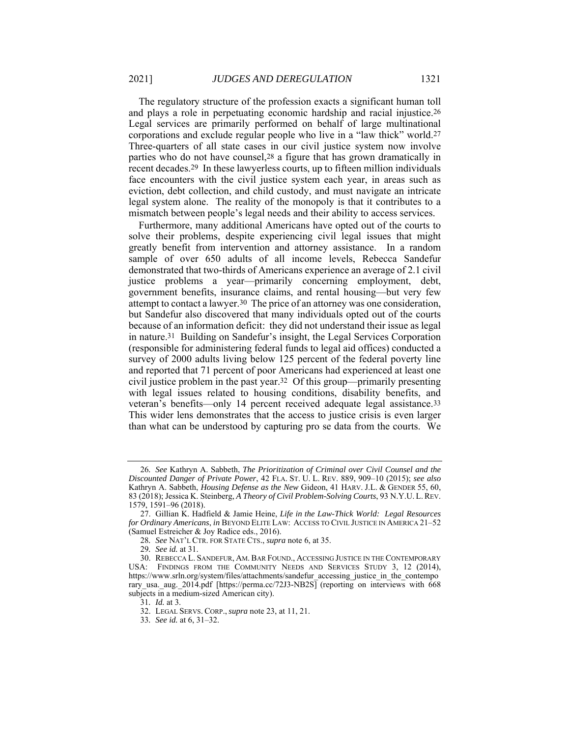The regulatory structure of the profession exacts a significant human toll and plays a role in perpetuating economic hardship and racial injustice.[26] Legal services are primarily performed on behalf of large multinational corporations and exclude regular people who live in a "law thick" world.[27] Three-quarters of all state cases in our civil justice system now involve parties who do not have counsel,[28] a figure that has grown dramatically in recent decades.[29] In these lawyerless courts, up to fifteen million individuals face encounters with the civil justice system each year, in areas such as eviction, debt collection, and child custody, and must navigate an intricate legal system alone. The reality of the monopoly is that it contributes to a mismatch between people's legal needs and their ability to access services.

Furthermore, many additional Americans have opted out of the courts to solve their problems, despite experiencing civil legal issues that might greatly benefit from intervention and attorney assistance. In a random sample of over 650 adults of all income levels, Rebecca Sandefur demonstrated that two-thirds of Americans experience an average of 2.1 civil justice problems a year—primarily concerning employment, debt, government benefits, insurance claims, and rental housing—but very few attempt to contact a lawyer.[30] The price of an attorney was one consideration, but Sandefur also discovered that many individuals opted out of the courts because of an information deficit: they did not understand their issue as legal in nature.[31] Building on Sandefur's insight, the Legal Services Corporation (responsible for administering federal funds to legal aid offices) conducted a survey of 2000 adults living below 125 percent of the federal poverty line and reported that 71 percent of poor Americans had experienced at least one civil justice problem in the past year.[32] Of this group—primarily presenting with legal issues related to housing conditions, disability benefits, and veteran's benefits—only 14 percent received adequate legal assistance.[33] This wider lens demonstrates that the access to justice crisis is even larger than what can be understood by capturing pro se data from the courts. We

---

26. *See* Kathryn A. Sabbeth, *The Prioritization of Criminal over Civil Counsel and the Discounted Danger of Private Power*, 42 FLA. ST. U. L. REV. 889, 909–10 (2015); *see also* Kathryn A. Sabbeth, *Housing Defense as the New* Gideon, 41 HARV. J.L. & GENDER 55, 60, 83 (2018); Jessica K. Steinberg, *A Theory of Civil Problem-Solving Courts*, 93 N.Y.U. L. REV. 1579, 1591–96 (2018).

27. Gillian K. Hadfield & Jamie Heine, *Life in the Law-Thick World: Legal Resources for Ordinary Americans*, *in* BEYOND ELITE LAW: ACCESS TO CIVIL JUSTICE IN AMERICA 21–52 (Samuel Estreicher & Joy Radice eds., 2016).

28. *See* NAT'L CTR. FOR STATE CTS., *supra* note 6, at 35.

29. *See id.* at 31.

30. REBECCA L. SANDEFUR, AM. BAR FOUND., ACCESSING JUSTICE IN THE CONTEMPORARY USA: FINDINGS FROM THE COMMUNITY NEEDS AND SERVICES STUDY 3, 12 (2014), https://www.srln.org/system/files/attachments/sandefur_accessing_justice_in_the_contemporary_usa._aug._2014.pdf [https://perma.cc/72J3-NB2S] (reporting on interviews with 668 subjects in a medium-sized American city).

31. *Id.* at 3.

32. LEGAL SERVS. CORP., *supra* note 23, at 11, 21.

33. *See id.* at 6, 31–32.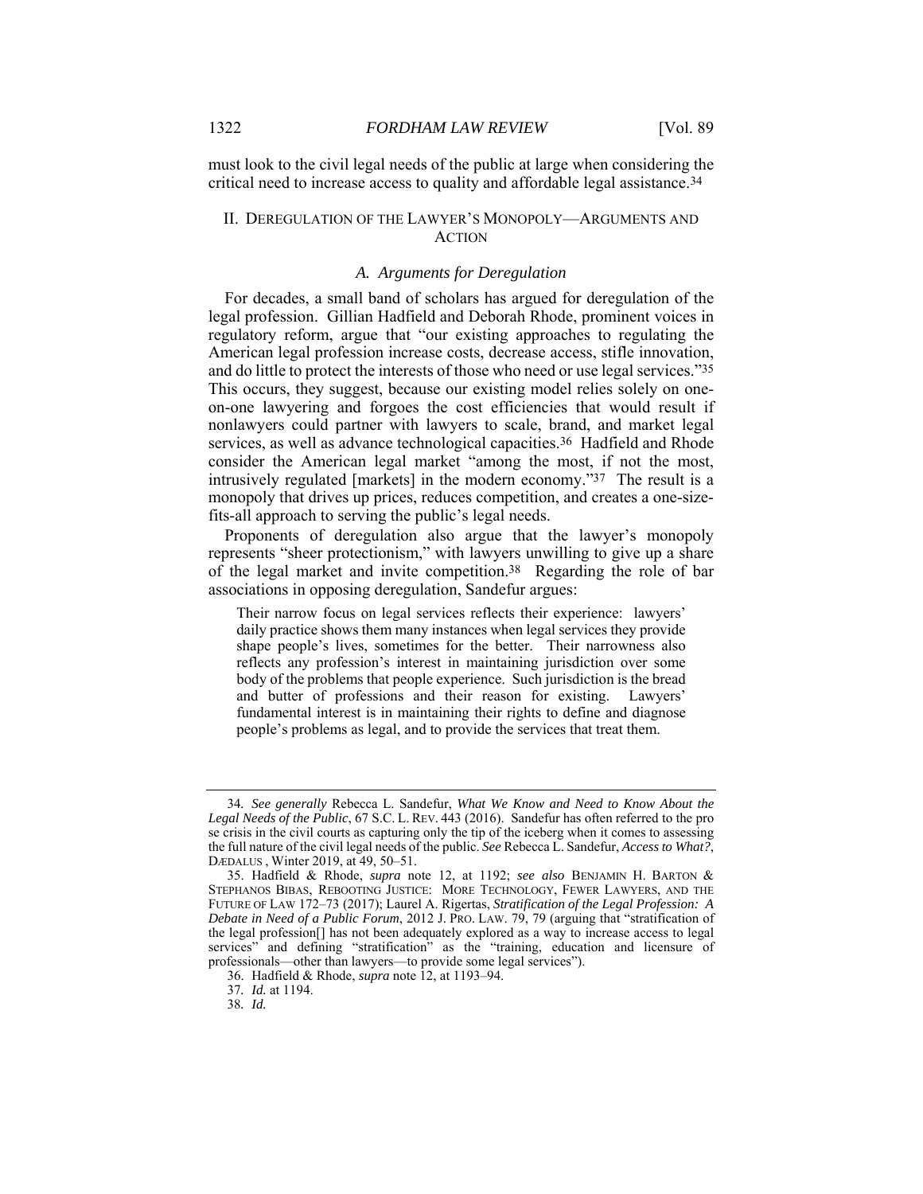must look to the civil legal needs of the public at large when considering the critical need to increase access to quality and affordable legal assistance.[34]

## II. DEREGULATION OF THE LAWYER'S MONOPOLY—ARGUMENTS AND ACTION

### *A. Arguments for Deregulation*

For decades, a small band of scholars has argued for deregulation of the legal profession. Gillian Hadfield and Deborah Rhode, prominent voices in regulatory reform, argue that "our existing approaches to regulating the American legal profession increase costs, decrease access, stifle innovation, and do little to protect the interests of those who need or use legal services."[35] This occurs, they suggest, because our existing model relies solely on one-on-one lawyering and forgoes the cost efficiencies that would result if nonlawyers could partner with lawyers to scale, brand, and market legal services, as well as advance technological capacities.[36] Hadfield and Rhode consider the American legal market "among the most, if not the most, intrusively regulated [markets] in the modern economy."[37] The result is a monopoly that drives up prices, reduces competition, and creates a one-size-fits-all approach to serving the public's legal needs.

Proponents of deregulation also argue that the lawyer's monopoly represents "sheer protectionism," with lawyers unwilling to give up a share of the legal market and invite competition.[38] Regarding the role of bar associations in opposing deregulation, Sandefur argues:

> Their narrow focus on legal services reflects their experience: lawyers' daily practice shows them many instances when legal services they provide shape people's lives, sometimes for the better. Their narrowness also reflects any profession's interest in maintaining jurisdiction over some body of the problems that people experience. Such jurisdiction is the bread and butter of professions and their reason for existing. Lawyers' fundamental interest is in maintaining their rights to define and diagnose people's problems as legal, and to provide the services that treat them.

---

34. *See generally* Rebecca L. Sandefur, *What We Know and Need to Know About the Legal Needs of the Public*, 67 S.C. L. REV. 443 (2016). Sandefur has often referred to the pro se crisis in the civil courts as capturing only the tip of the iceberg when it comes to assessing the full nature of the civil legal needs of the public. *See* Rebecca L. Sandefur, *Access to What?*, DÆDALUS , Winter 2019, at 49, 50–51.

35. Hadfield & Rhode, *supra* note 12, at 1192; *see also* BENJAMIN H. BARTON & STEPHANOS BIBAS, REBOOTING JUSTICE: MORE TECHNOLOGY, FEWER LAWYERS, AND THE FUTURE OF LAW 172–73 (2017); Laurel A. Rigertas, *Stratification of the Legal Profession: A Debate in Need of a Public Forum*, 2012 J. PRO. LAW. 79, 79 (arguing that "stratification of the legal profession[] has not been adequately explored as a way to increase access to legal services" and defining "stratification" as the "training, education and licensure of professionals—other than lawyers—to provide some legal services").

36. Hadfield & Rhode, *supra* note 12, at 1193–94.

37. *Id.* at 1194.

38. *Id.*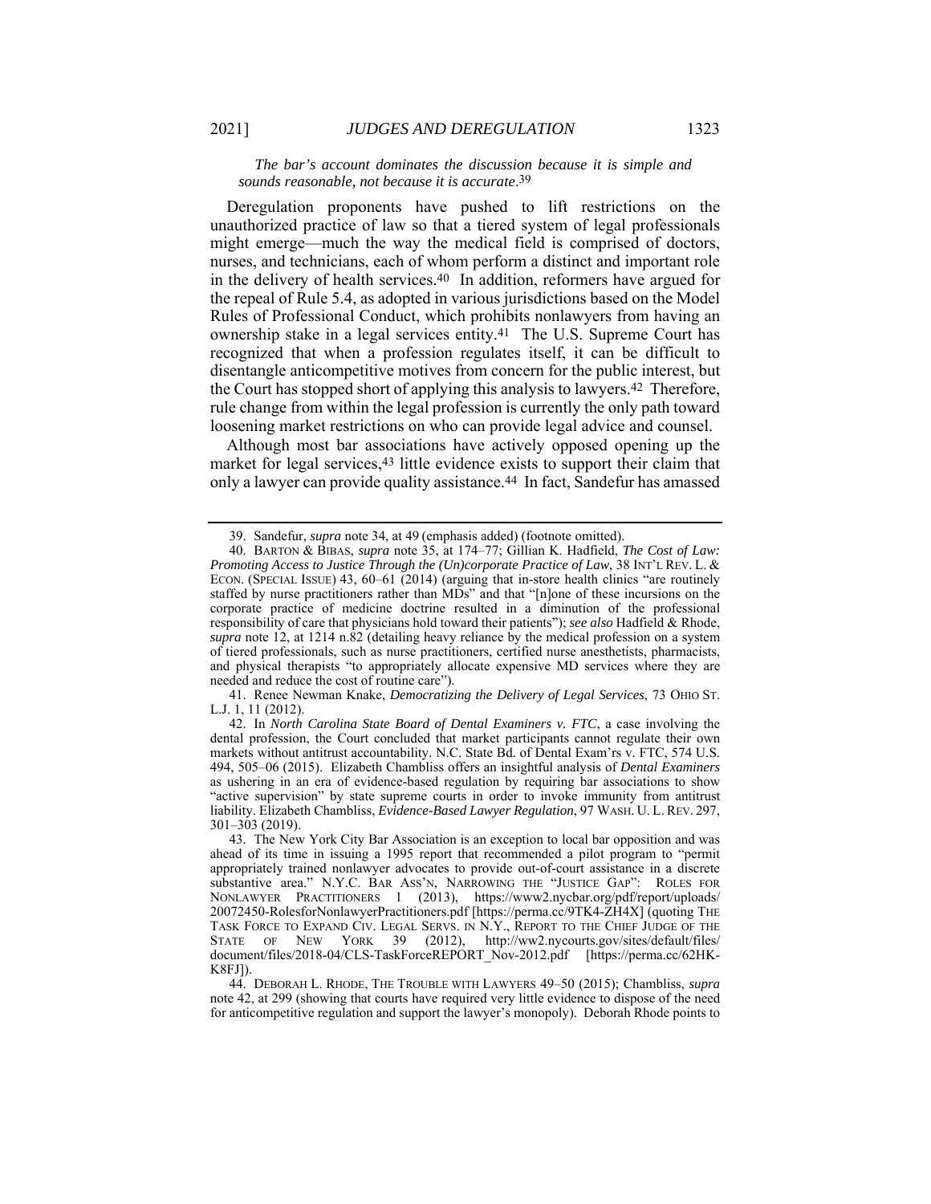*The bar's account dominates the discussion because it is simple and sounds reasonable, not because it is accurate*.[39]

Deregulation proponents have pushed to lift restrictions on the unauthorized practice of law so that a tiered system of legal professionals might emerge—much the way the medical field is comprised of doctors, nurses, and technicians, each of whom perform a distinct and important role in the delivery of health services.[40] In addition, reformers have argued for the repeal of Rule 5.4, as adopted in various jurisdictions based on the Model Rules of Professional Conduct, which prohibits nonlawyers from having an ownership stake in a legal services entity.[41] The U.S. Supreme Court has recognized that when a profession regulates itself, it can be difficult to disentangle anticompetitive motives from concern for the public interest, but the Court has stopped short of applying this analysis to lawyers.[42] Therefore, rule change from within the legal profession is currently the only path toward loosening market restrictions on who can provide legal advice and counsel.

Although most bar associations have actively opposed opening up the market for legal services,[43] little evidence exists to support their claim that only a lawyer can provide quality assistance.[44] In fact, Sandefur has amassed

---

39. Sandefur, *supra* note 34, at 49 (emphasis added) (footnote omitted).

40. BARTON & BIBAS, *supra* note 35, at 174–77; Gillian K. Hadfield, *The Cost of Law: Promoting Access to Justice Through the (Un)corporate Practice of Law*, 38 INT'L REV. L. & ECON. (SPECIAL ISSUE) 43, 60–61 (2014) (arguing that in-store health clinics "are routinely staffed by nurse practitioners rather than MDs" and that "[n]one of these incursions on the corporate practice of medicine doctrine resulted in a diminution of the professional responsibility of care that physicians hold toward their patients"); *see also* Hadfield & Rhode, *supra* note 12, at 1214 n.82 (detailing heavy reliance by the medical profession on a system of tiered professionals, such as nurse practitioners, certified nurse anesthetists, pharmacists, and physical therapists "to appropriately allocate expensive MD services where they are needed and reduce the cost of routine care").

41. Renee Newman Knake, *Democratizing the Delivery of Legal Services*, 73 OHIO ST. L.J. 1, 11 (2012).

42. In *North Carolina State Board of Dental Examiners v. FTC*, a case involving the dental profession, the Court concluded that market participants cannot regulate their own markets without antitrust accountability. N.C. State Bd. of Dental Exam'rs v. FTC, 574 U.S. 494, 505–06 (2015). Elizabeth Chambliss offers an insightful analysis of *Dental Examiners* as ushering in an era of evidence-based regulation by requiring bar associations to show "active supervision" by state supreme courts in order to invoke immunity from antitrust liability. Elizabeth Chambliss, *Evidence-Based Lawyer Regulation*, 97 WASH. U. L. REV. 297, 301–303 (2019).

43. The New York City Bar Association is an exception to local bar opposition and was ahead of its time in issuing a 1995 report that recommended a pilot program to "permit appropriately trained nonlawyer advocates to provide out-of-court assistance in a discrete substantive area." N.Y.C. BAR ASS'N, NARROWING THE "JUSTICE GAP": ROLES FOR NONLAWYER PRACTITIONERS 1 (2013), https://www2.nycbar.org/pdf/report/uploads/20072450-RolesforNonlawyerPractitioners.pdf [https://perma.cc/9TK4-ZH4X] (quoting THE TASK FORCE TO EXPAND CIV. LEGAL SERVS. IN N.Y., REPORT TO THE CHIEF JUDGE OF THE STATE OF NEW YORK 39 (2012), http://ww2.nycourts.gov/sites/default/files/document/files/2018-04/CLS-TaskForceREPORT_Nov-2012.pdf [https://perma.cc/62HK-K8FJ]).

44. DEBORAH L. RHODE, THE TROUBLE WITH LAWYERS 49–50 (2015); Chambliss, *supra* note 42, at 299 (showing that courts have required very little evidence to dispose of the need for anticompetitive regulation and support the lawyer's monopoly). Deborah Rhode points to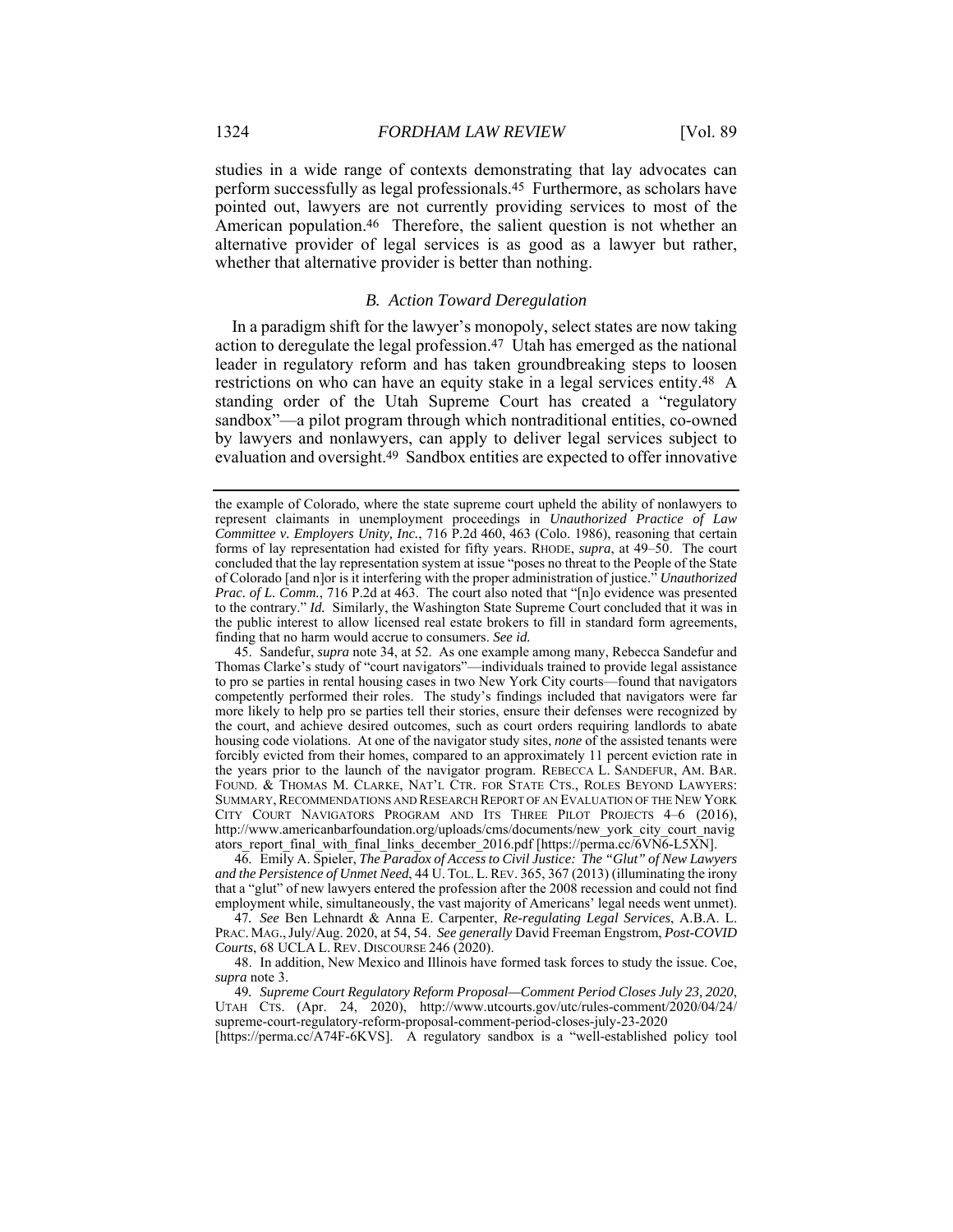studies in a wide range of contexts demonstrating that lay advocates can perform successfully as legal professionals.[45] Furthermore, as scholars have pointed out, lawyers are not currently providing services to most of the American population.[46] Therefore, the salient question is not whether an alternative provider of legal services is as good as a lawyer but rather, whether that alternative provider is better than nothing.

### *B. Action Toward Deregulation*

In a paradigm shift for the lawyer's monopoly, select states are now taking action to deregulate the legal profession.[47] Utah has emerged as the national leader in regulatory reform and has taken groundbreaking steps to loosen restrictions on who can have an equity stake in a legal services entity.[48] A standing order of the Utah Supreme Court has created a "regulatory sandbox"—a pilot program through which nontraditional entities, co-owned by lawyers and nonlawyers, can apply to deliver legal services subject to evaluation and oversight.[49] Sandbox entities are expected to offer innovative

---

the example of Colorado, where the state supreme court upheld the ability of nonlawyers to represent claimants in unemployment proceedings in *Unauthorized Practice of Law Committee v. Employers Unity, Inc.*, 716 P.2d 460, 463 (Colo. 1986), reasoning that certain forms of lay representation had existed for fifty years. RHODE, *supra*, at 49–50. The court concluded that the lay representation system at issue "poses no threat to the People of the State of Colorado [and n]or is it interfering with the proper administration of justice." *Unauthorized Prac. of L. Comm.*, 716 P.2d at 463. The court also noted that "[n]o evidence was presented to the contrary." *Id.* Similarly, the Washington State Supreme Court concluded that it was in the public interest to allow licensed real estate brokers to fill in standard form agreements, finding that no harm would accrue to consumers. *See id.*

45. Sandefur, *supra* note 34, at 52. As one example among many, Rebecca Sandefur and Thomas Clarke's study of "court navigators"—individuals trained to provide legal assistance to pro se parties in rental housing cases in two New York City courts—found that navigators competently performed their roles. The study's findings included that navigators were far more likely to help pro se parties tell their stories, ensure their defenses were recognized by the court, and achieve desired outcomes, such as court orders requiring landlords to abate housing code violations. At one of the navigator study sites, *none* of the assisted tenants were forcibly evicted from their homes, compared to an approximately 11 percent eviction rate in the years prior to the launch of the navigator program. REBECCA L. SANDEFUR, AM. BAR. FOUND. & THOMAS M. CLARKE, NAT'L CTR. FOR STATE CTS., ROLES BEYOND LAWYERS: SUMMARY, RECOMMENDATIONS AND RESEARCH REPORT OF AN EVALUATION OF THE NEW YORK CITY COURT NAVIGATORS PROGRAM AND ITS THREE PILOT PROJECTS 4–6 (2016), http://www.americanbarfoundation.org/uploads/cms/documents/new_york_city_court_navigators_report_final_with_final_links_december_2016.pdf [https://perma.cc/6VN6-L5XN].

46. Emily A. Spieler, *The Paradox of Access to Civil Justice: The "Glut" of New Lawyers and the Persistence of Unmet Need*, 44 U. TOL. L. REV. 365, 367 (2013) (illuminating the irony that a "glut" of new lawyers entered the profession after the 2008 recession and could not find employment while, simultaneously, the vast majority of Americans' legal needs went unmet).

47. *See* Ben Lehnardt & Anna E. Carpenter, *Re-regulating Legal Services*, A.B.A. L. PRAC. MAG., July/Aug. 2020, at 54, 54. *See generally* David Freeman Engstrom, *Post-COVID Courts*, 68 UCLA L. REV. DISCOURSE 246 (2020).

48. In addition, New Mexico and Illinois have formed task forces to study the issue. Coe, *supra* note 3.

49. *Supreme Court Regulatory Reform Proposal—Comment Period Closes July 23, 2020*, UTAH CTS. (Apr. 24, 2020), http://www.utcourts.gov/utc/rules-comment/2020/04/24/supreme-court-regulatory-reform-proposal-comment-period-closes-july-23-2020 [https://perma.cc/A74F-6KVS]. A regulatory sandbox is a "well-established policy tool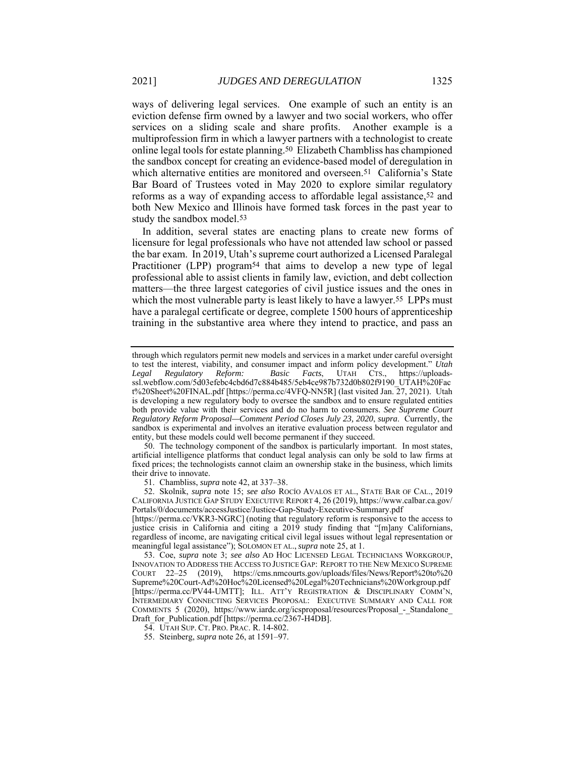ways of delivering legal services. One example of such an entity is an eviction defense firm owned by a lawyer and two social workers, who offer services on a sliding scale and share profits. Another example is a multiprofession firm in which a lawyer partners with a technologist to create online legal tools for estate planning.[50] Elizabeth Chambliss has championed the sandbox concept for creating an evidence-based model of deregulation in which alternative entities are monitored and overseen.[51] California's State Bar Board of Trustees voted in May 2020 to explore similar regulatory reforms as a way of expanding access to affordable legal assistance,[52] and both New Mexico and Illinois have formed task forces in the past year to study the sandbox model.[53]

In addition, several states are enacting plans to create new forms of licensure for legal professionals who have not attended law school or passed the bar exam. In 2019, Utah's supreme court authorized a Licensed Paralegal Practitioner (LPP) program[54] that aims to develop a new type of legal professional able to assist clients in family law, eviction, and debt collection matters—the three largest categories of civil justice issues and the ones in which the most vulnerable party is least likely to have a lawyer.[55] LPPs must have a paralegal certificate or degree, complete 1500 hours of apprenticeship training in the substantive area where they intend to practice, and pass an

---

through which regulators permit new models and services in a market under careful oversight to test the interest, viability, and consumer impact and inform policy development." *Utah Legal Regulatory Reform: Basic Facts*, UTAH CTS., https://uploads-ssl.webflow.com/5d03efebc4cbd6d7c884b485/5eb4ce987b732d0b802f9190_UTAH%20Fact%20Sheet%20FINAL.pdf [https://perma.cc/4VFQ-NN5R] (last visited Jan. 27, 2021). Utah is developing a new regulatory body to oversee the sandbox and to ensure regulated entities both provide value with their services and do no harm to consumers. *See Supreme Court Regulatory Reform Proposal—Comment Period Closes July 23, 2020*, *supra*. Currently, the sandbox is experimental and involves an iterative evaluation process between regulator and entity, but these models could well become permanent if they succeed.

50. The technology component of the sandbox is particularly important. In most states, artificial intelligence platforms that conduct legal analysis can only be sold to law firms at fixed prices; the technologists cannot claim an ownership stake in the business, which limits their drive to innovate.

51. Chambliss, *supra* note 42, at 337–38.

52. Skolnik, *supra* note 15; *see also* ROCÍO AVALOS ET AL., STATE BAR OF CAL., 2019 CALIFORNIA JUSTICE GAP STUDY EXECUTIVE REPORT 4, 26 (2019), https://www.calbar.ca.gov/Portals/0/documents/accessJustice/Justice-Gap-Study-Executive-Summary.pdf [https://perma.cc/VKR3-NGRC] (noting that regulatory reform is responsive to the access to justice crisis in California and citing a 2019 study finding that "[m]any Californians, regardless of income, are navigating critical civil legal issues without legal representation or meaningful legal assistance"); SOLOMON ET AL., *supra* note 25, at 1.

53. Coe, *supra* note 3; *see also* AD HOC LICENSED LEGAL TECHNICIANS WORKGROUP, INNOVATION TO ADDRESS THE ACCESS TO JUSTICE GAP: REPORT TO THE NEW MEXICO SUPREME COURT 22–25 (2019), https://cms.nmcourts.gov/uploads/files/News/Report%20to%20Supreme%20Court-Ad%20Hoc%20Licensed%20Legal%20Technicians%20Workgroup.pdf [https://perma.cc/PV44-UMTT]; ILL. ATT'Y REGISTRATION & DISCIPLINARY COMM'N, INTERMEDIARY CONNECTING SERVICES PROPOSAL: EXECUTIVE SUMMARY AND CALL FOR COMMENTS 5 (2020), https://www.iardc.org/icsproposal/resources/Proposal_-_Standalone_Draft_for_Publication.pdf [https://perma.cc/2367-H4DB].

54. UTAH SUP. CT. PRO. PRAC. R. 14-802.

55. Steinberg, *supra* note 26, at 1591–97.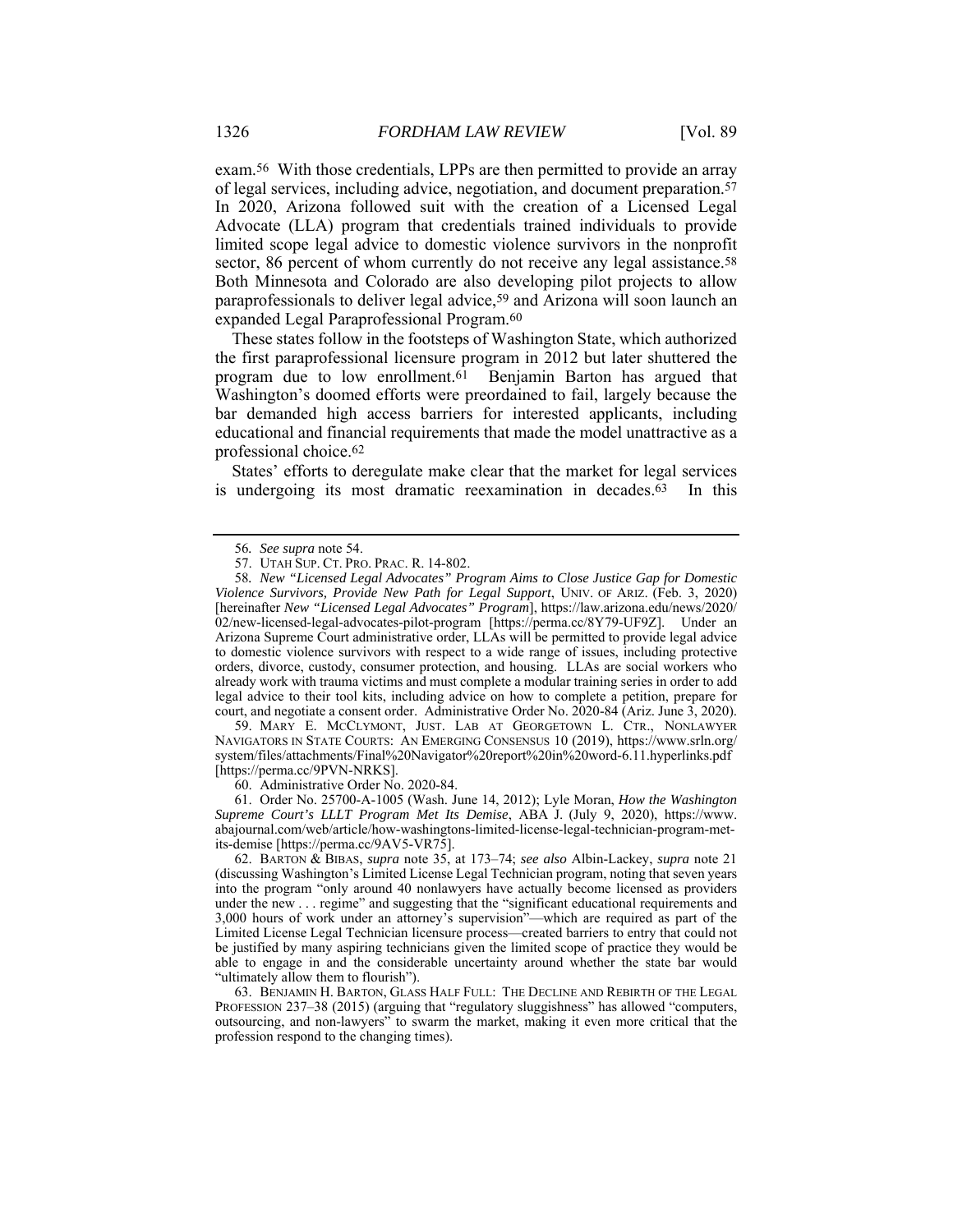exam.[56] With those credentials, LPPs are then permitted to provide an array of legal services, including advice, negotiation, and document preparation.[57] In 2020, Arizona followed suit with the creation of a Licensed Legal Advocate (LLA) program that credentials trained individuals to provide limited scope legal advice to domestic violence survivors in the nonprofit sector, 86 percent of whom currently do not receive any legal assistance.[58] Both Minnesota and Colorado are also developing pilot projects to allow paraprofessionals to deliver legal advice,[59] and Arizona will soon launch an expanded Legal Paraprofessional Program.[60]

These states follow in the footsteps of Washington State, which authorized the first paraprofessional licensure program in 2012 but later shuttered the program due to low enrollment.[61] Benjamin Barton has argued that Washington's doomed efforts were preordained to fail, largely because the bar demanded high access barriers for interested applicants, including educational and financial requirements that made the model unattractive as a professional choice.[62]

States' efforts to deregulate make clear that the market for legal services is undergoing its most dramatic reexamination in decades.[63] In this

---

56. *See supra* note 54.

57. UTAH SUP. CT. PRO. PRAC. R. 14-802.

58. *New "Licensed Legal Advocates" Program Aims to Close Justice Gap for Domestic Violence Survivors, Provide New Path for Legal Support*, UNIV. OF ARIZ. (Feb. 3, 2020) [hereinafter *New "Licensed Legal Advocates" Program*], https://law.arizona.edu/news/2020/02/new-licensed-legal-advocates-pilot-program [https://perma.cc/8Y79-UF9Z]. Under an Arizona Supreme Court administrative order, LLAs will be permitted to provide legal advice to domestic violence survivors with respect to a wide range of issues, including protective orders, divorce, custody, consumer protection, and housing. LLAs are social workers who already work with trauma victims and must complete a modular training series in order to add legal advice to their tool kits, including advice on how to complete a petition, prepare for court, and negotiate a consent order. Administrative Order No. 2020-84 (Ariz. June 3, 2020).

59. MARY E. MCCLYMONT, JUST. LAB AT GEORGETOWN L. CTR., NONLAWYER NAVIGATORS IN STATE COURTS: AN EMERGING CONSENSUS 10 (2019), https://www.srln.org/system/files/attachments/Final%20Navigator%20report%20in%20word-6.11.hyperlinks.pdf [https://perma.cc/9PVN-NRKS].

60. Administrative Order No. 2020-84.

61. Order No. 25700-A-1005 (Wash. June 14, 2012); Lyle Moran, *How the Washington Supreme Court's LLLT Program Met Its Demise*, ABA J. (July 9, 2020), https://www.abajournal.com/web/article/how-washingtons-limited-license-legal-technician-program-met-its-demise [https://perma.cc/9AV5-VR75].

62. BARTON & BIBAS, *supra* note 35, at 173–74; *see also* Albin-Lackey, *supra* note 21 (discussing Washington's Limited License Legal Technician program, noting that seven years into the program "only around 40 nonlawyers have actually become licensed as providers under the new . . . regime" and suggesting that the "significant educational requirements and 3,000 hours of work under an attorney's supervision"—which are required as part of the Limited License Legal Technician licensure process—created barriers to entry that could not be justified by many aspiring technicians given the limited scope of practice they would be able to engage in and the considerable uncertainty around whether the state bar would "ultimately allow them to flourish").

63. BENJAMIN H. BARTON, GLASS HALF FULL: THE DECLINE AND REBIRTH OF THE LEGAL PROFESSION 237–38 (2015) (arguing that "regulatory sluggishness" has allowed "computers, outsourcing, and non-lawyers" to swarm the market, making it even more critical that the profession respond to the changing times).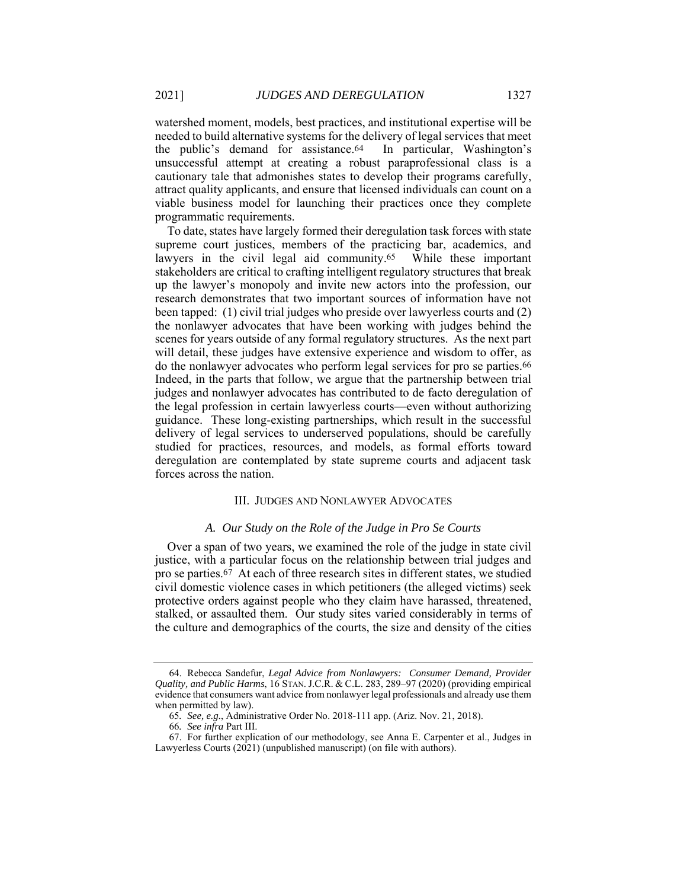watershed moment, models, best practices, and institutional expertise will be needed to build alternative systems for the delivery of legal services that meet the public's demand for assistance.[64] In particular, Washington's unsuccessful attempt at creating a robust paraprofessional class is a cautionary tale that admonishes states to develop their programs carefully, attract quality applicants, and ensure that licensed individuals can count on a viable business model for launching their practices once they complete programmatic requirements.

To date, states have largely formed their deregulation task forces with state supreme court justices, members of the practicing bar, academics, and lawyers in the civil legal aid community.[65] While these important stakeholders are critical to crafting intelligent regulatory structures that break up the lawyer's monopoly and invite new actors into the profession, our research demonstrates that two important sources of information have not been tapped: (1) civil trial judges who preside over lawyerless courts and (2) the nonlawyer advocates that have been working with judges behind the scenes for years outside of any formal regulatory structures. As the next part will detail, these judges have extensive experience and wisdom to offer, as do the nonlawyer advocates who perform legal services for pro se parties.[66] Indeed, in the parts that follow, we argue that the partnership between trial judges and nonlawyer advocates has contributed to de facto deregulation of the legal profession in certain lawyerless courts—even without authorizing guidance. These long-existing partnerships, which result in the successful delivery of legal services to underserved populations, should be carefully studied for practices, resources, and models, as formal efforts toward deregulation are contemplated by state supreme courts and adjacent task forces across the nation.

## III. JUDGES AND NONLAWYER ADVOCATES

### *A. Our Study on the Role of the Judge in Pro Se Courts*

Over a span of two years, we examined the role of the judge in state civil justice, with a particular focus on the relationship between trial judges and pro se parties.[67] At each of three research sites in different states, we studied civil domestic violence cases in which petitioners (the alleged victims) seek protective orders against people who they claim have harassed, threatened, stalked, or assaulted them. Our study sites varied considerably in terms of the culture and demographics of the courts, the size and density of the cities

---

64. Rebecca Sandefur, *Legal Advice from Nonlawyers: Consumer Demand, Provider Quality, and Public Harms*, 16 STAN. J.C.R. & C.L. 283, 289–97 (2020) (providing empirical evidence that consumers want advice from nonlawyer legal professionals and already use them when permitted by law).

65. *See, e.g.*, Administrative Order No. 2018-111 app. (Ariz. Nov. 21, 2018).

66. *See infra* Part III.

67. For further explication of our methodology, see Anna E. Carpenter et al., Judges in Lawyerless Courts (2021) (unpublished manuscript) (on file with authors).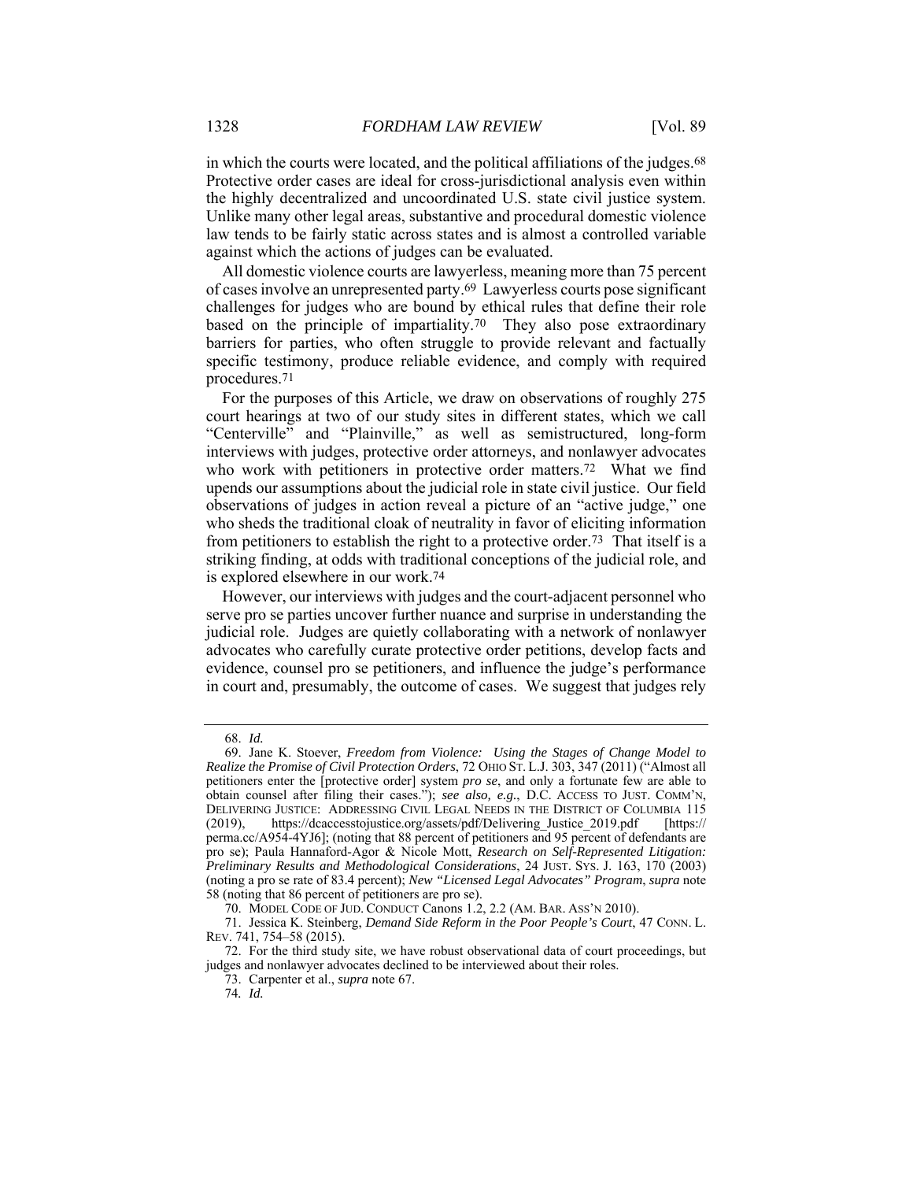in which the courts were located, and the political affiliations of the judges.[68] Protective order cases are ideal for cross-jurisdictional analysis even within the highly decentralized and uncoordinated U.S. state civil justice system. Unlike many other legal areas, substantive and procedural domestic violence law tends to be fairly static across states and is almost a controlled variable against which the actions of judges can be evaluated.

All domestic violence courts are lawyerless, meaning more than 75 percent of cases involve an unrepresented party.[69] Lawyerless courts pose significant challenges for judges who are bound by ethical rules that define their role based on the principle of impartiality.[70] They also pose extraordinary barriers for parties, who often struggle to provide relevant and factually specific testimony, produce reliable evidence, and comply with required procedures.[71]

For the purposes of this Article, we draw on observations of roughly 275 court hearings at two of our study sites in different states, which we call "Centerville" and "Plainville," as well as semistructured, long-form interviews with judges, protective order attorneys, and nonlawyer advocates who work with petitioners in protective order matters.[72] What we find upends our assumptions about the judicial role in state civil justice. Our field observations of judges in action reveal a picture of an "active judge," one who sheds the traditional cloak of neutrality in favor of eliciting information from petitioners to establish the right to a protective order.[73] That itself is a striking finding, at odds with traditional conceptions of the judicial role, and is explored elsewhere in our work.[74]

However, our interviews with judges and the court-adjacent personnel who serve pro se parties uncover further nuance and surprise in understanding the judicial role. Judges are quietly collaborating with a network of nonlawyer advocates who carefully curate protective order petitions, develop facts and evidence, counsel pro se petitioners, and influence the judge's performance in court and, presumably, the outcome of cases. We suggest that judges rely

---

68. *Id.*

69. Jane K. Stoever, *Freedom from Violence: Using the Stages of Change Model to Realize the Promise of Civil Protection Orders*, 72 OHIO ST. L.J. 303, 347 (2011) ("Almost all petitioners enter the [protective order] system *pro se*, and only a fortunate few are able to obtain counsel after filing their cases."); *see also, e.g.*, D.C. ACCESS TO JUST. COMM'N, DELIVERING JUSTICE: ADDRESSING CIVIL LEGAL NEEDS IN THE DISTRICT OF COLUMBIA 115 (2019), https://dcaccesstojustice.org/assets/pdf/Delivering_Justice_2019.pdf [https://perma.cc/A954-4YJ6]; (noting that 88 percent of petitioners and 95 percent of defendants are pro se); Paula Hannaford-Agor & Nicole Mott, *Research on Self-Represented Litigation: Preliminary Results and Methodological Considerations*, 24 JUST. SYS. J. 163, 170 (2003) (noting a pro se rate of 83.4 percent); *New "Licensed Legal Advocates" Program*, *supra* note 58 (noting that 86 percent of petitioners are pro se).

70. MODEL CODE OF JUD. CONDUCT Canons 1.2, 2.2 (AM. BAR. ASS'N 2010).

71. Jessica K. Steinberg, *Demand Side Reform in the Poor People's Court*, 47 CONN. L. REV. 741, 754–58 (2015).

72. For the third study site, we have robust observational data of court proceedings, but judges and nonlawyer advocates declined to be interviewed about their roles.

73. Carpenter et al., *supra* note 67.

74. *Id.*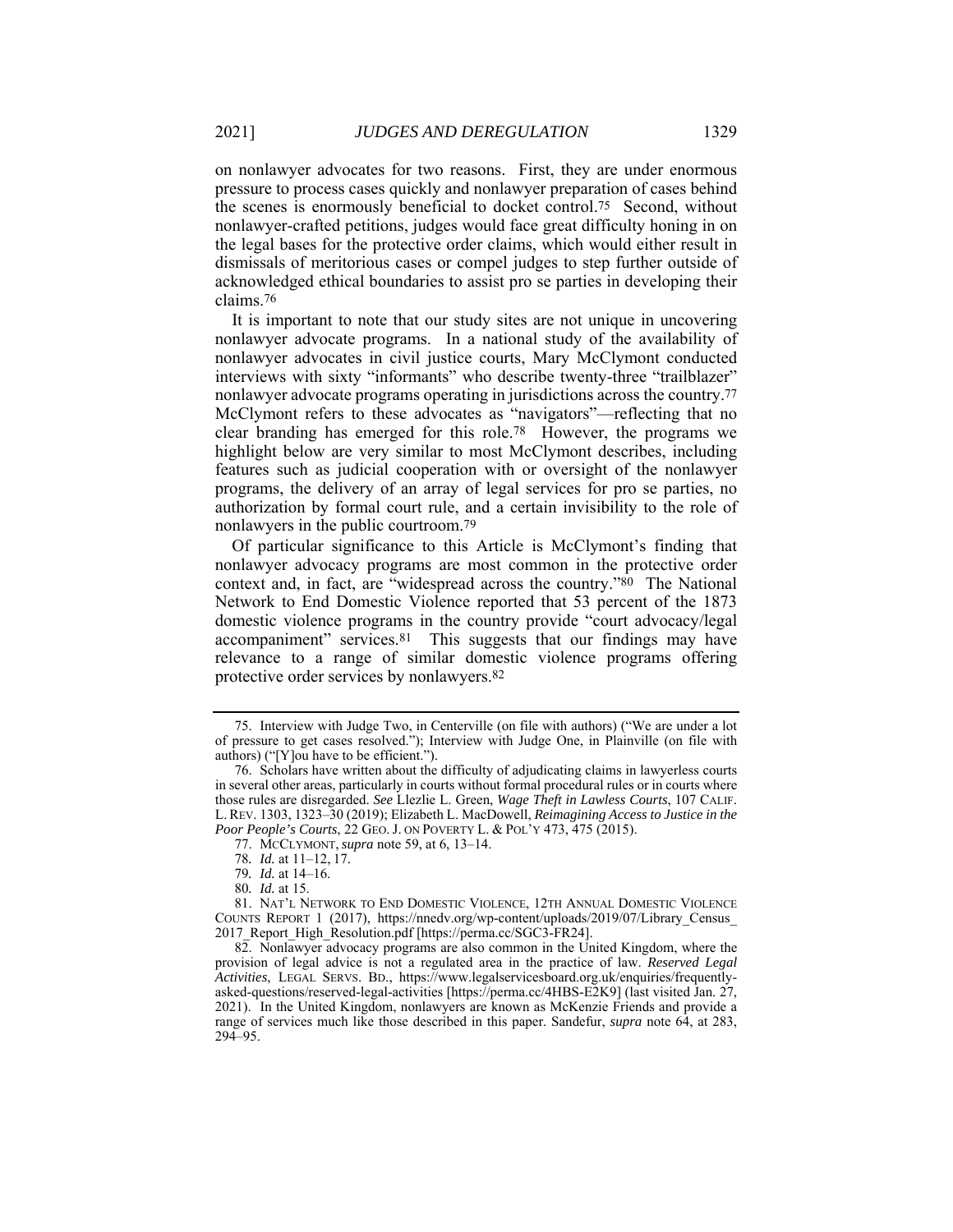on nonlawyer advocates for two reasons. First, they are under enormous pressure to process cases quickly and nonlawyer preparation of cases behind the scenes is enormously beneficial to docket control.[75] Second, without nonlawyer-crafted petitions, judges would face great difficulty honing in on the legal bases for the protective order claims, which would either result in dismissals of meritorious cases or compel judges to step further outside of acknowledged ethical boundaries to assist pro se parties in developing their claims.[76]

It is important to note that our study sites are not unique in uncovering nonlawyer advocate programs. In a national study of the availability of nonlawyer advocates in civil justice courts, Mary McClymont conducted interviews with sixty "informants" who describe twenty-three "trailblazer" nonlawyer advocate programs operating in jurisdictions across the country.[77] McClymont refers to these advocates as "navigators"—reflecting that no clear branding has emerged for this role.[78] However, the programs we highlight below are very similar to most McClymont describes, including features such as judicial cooperation with or oversight of the nonlawyer programs, the delivery of an array of legal services for pro se parties, no authorization by formal court rule, and a certain invisibility to the role of nonlawyers in the public courtroom.[79]

Of particular significance to this Article is McClymont's finding that nonlawyer advocacy programs are most common in the protective order context and, in fact, are "widespread across the country."[80] The National Network to End Domestic Violence reported that 53 percent of the 1873 domestic violence programs in the country provide "court advocacy/legal accompaniment" services.[81] This suggests that our findings may have relevance to a range of similar domestic violence programs offering protective order services by nonlawyers.[82]

---

75. Interview with Judge Two, in Centerville (on file with authors) ("We are under a lot of pressure to get cases resolved."); Interview with Judge One, in Plainville (on file with authors) ("[Y]ou have to be efficient.").

76. Scholars have written about the difficulty of adjudicating claims in lawyerless courts in several other areas, particularly in courts without formal procedural rules or in courts where those rules are disregarded. *See* Llezlie L. Green, *Wage Theft in Lawless Courts*, 107 CALIF. L. REV. 1303, 1323–30 (2019); Elizabeth L. MacDowell, *Reimagining Access to Justice in the Poor People's Courts*, 22 GEO. J. ON POVERTY L. & POL'Y 473, 475 (2015).

77. MCCLYMONT, *supra* note 59, at 6, 13–14.

78. *Id.* at 11–12, 17.

79. *Id.* at 14–16.

80. *Id.* at 15.

81. NAT'L NETWORK TO END DOMESTIC VIOLENCE, 12TH ANNUAL DOMESTIC VIOLENCE COUNTS REPORT 1 (2017), https://nnedv.org/wp-content/uploads/2019/07/Library_Census_2017_Report_High_Resolution.pdf [https://perma.cc/SGC3-FR24].

82. Nonlawyer advocacy programs are also common in the United Kingdom, where the provision of legal advice is not a regulated area in the practice of law. *Reserved Legal Activities*, LEGAL SERVS. BD., https://www.legalservicesboard.org.uk/enquiries/frequently-asked-questions/reserved-legal-activities [https://perma.cc/4HBS-E2K9] (last visited Jan. 27, 2021). In the United Kingdom, nonlawyers are known as McKenzie Friends and provide a range of services much like those described in this paper. Sandefur, *supra* note 64, at 283, 294–95.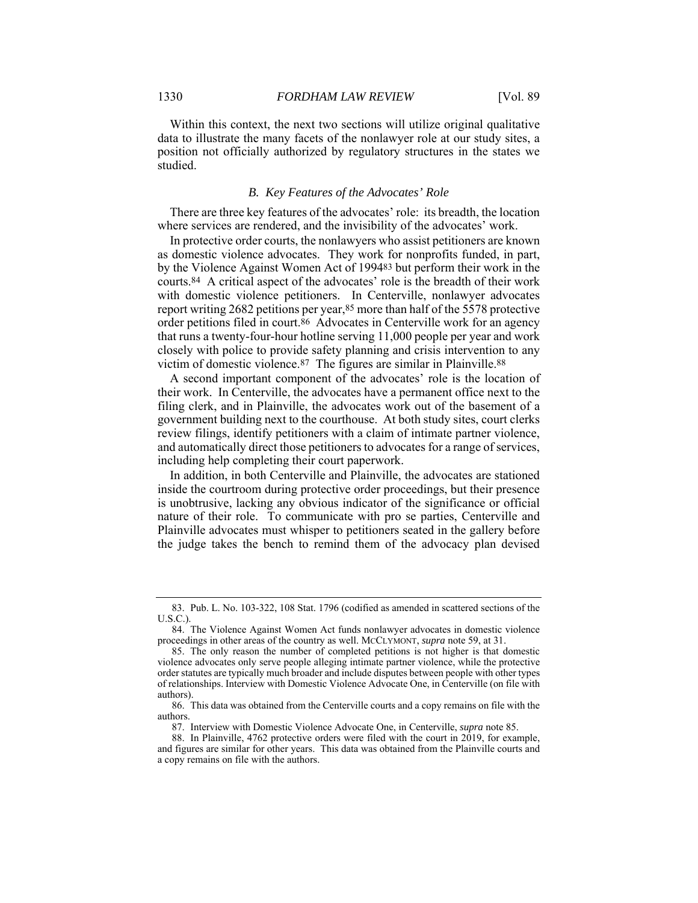Within this context, the next two sections will utilize original qualitative data to illustrate the many facets of the nonlawyer role at our study sites, a position not officially authorized by regulatory structures in the states we studied.

### *B. Key Features of the Advocates' Role*

There are three key features of the advocates' role: its breadth, the location where services are rendered, and the invisibility of the advocates' work.

In protective order courts, the nonlawyers who assist petitioners are known as domestic violence advocates. They work for nonprofits funded, in part, by the Violence Against Women Act of 1994[83] but perform their work in the courts.[84] A critical aspect of the advocates' role is the breadth of their work with domestic violence petitioners. In Centerville, nonlawyer advocates report writing 2682 petitions per year,[85] more than half of the 5578 protective order petitions filed in court.[86] Advocates in Centerville work for an agency that runs a twenty-four-hour hotline serving 11,000 people per year and work closely with police to provide safety planning and crisis intervention to any victim of domestic violence.[87] The figures are similar in Plainville.[88]

A second important component of the advocates' role is the location of their work. In Centerville, the advocates have a permanent office next to the filing clerk, and in Plainville, the advocates work out of the basement of a government building next to the courthouse. At both study sites, court clerks review filings, identify petitioners with a claim of intimate partner violence, and automatically direct those petitioners to advocates for a range of services, including help completing their court paperwork.

In addition, in both Centerville and Plainville, the advocates are stationed inside the courtroom during protective order proceedings, but their presence is unobtrusive, lacking any obvious indicator of the significance or official nature of their role. To communicate with pro se parties, Centerville and Plainville advocates must whisper to petitioners seated in the gallery before the judge takes the bench to remind them of the advocacy plan devised

---

83. Pub. L. No. 103-322, 108 Stat. 1796 (codified as amended in scattered sections of the U.S.C.).

84. The Violence Against Women Act funds nonlawyer advocates in domestic violence proceedings in other areas of the country as well. MCCLYMONT, *supra* note 59, at 31.

85. The only reason the number of completed petitions is not higher is that domestic violence advocates only serve people alleging intimate partner violence, while the protective order statutes are typically much broader and include disputes between people with other types of relationships. Interview with Domestic Violence Advocate One, in Centerville (on file with authors).

86. This data was obtained from the Centerville courts and a copy remains on file with the authors.

87. Interview with Domestic Violence Advocate One, in Centerville, *supra* note 85.

88. In Plainville, 4762 protective orders were filed with the court in 2019, for example, and figures are similar for other years. This data was obtained from the Plainville courts and a copy remains on file with the authors.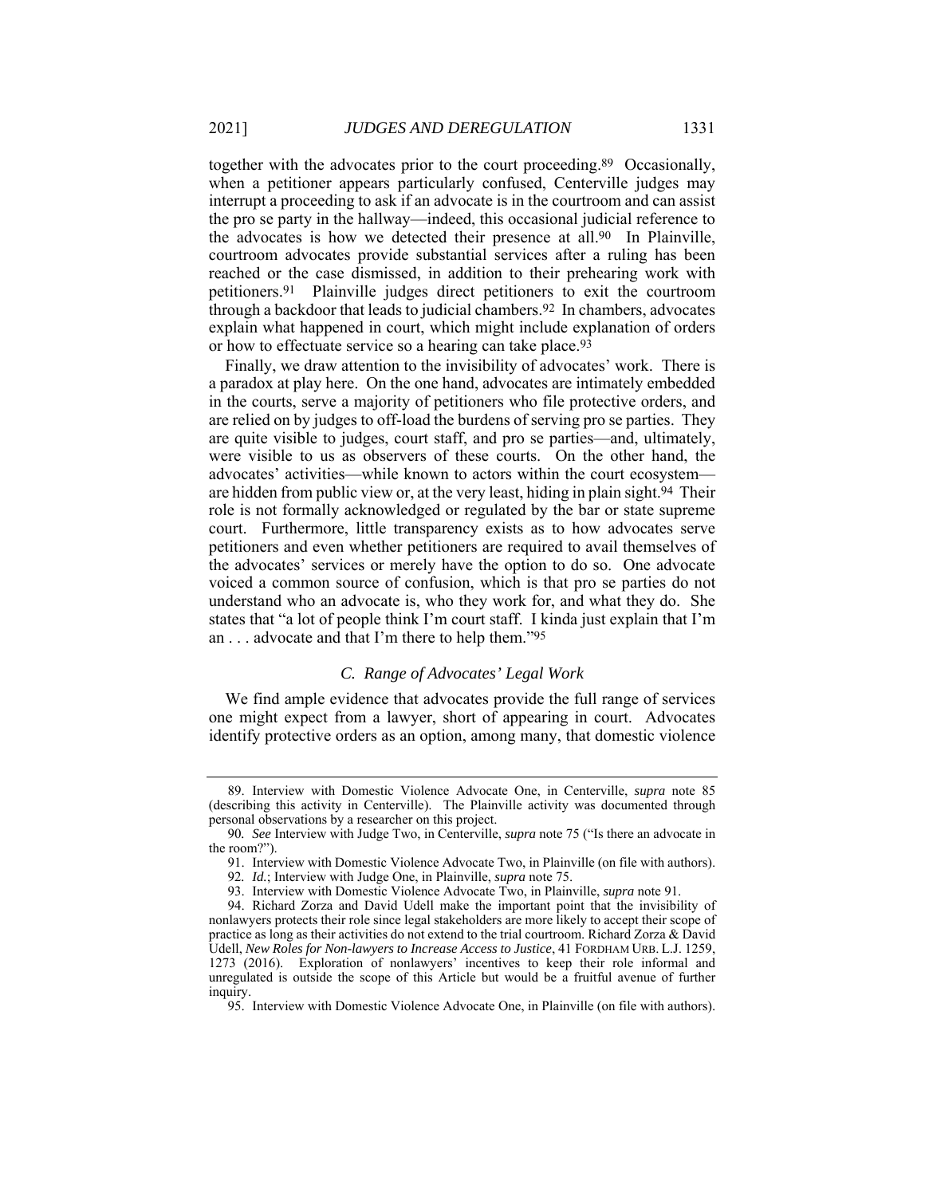together with the advocates prior to the court proceeding.[89] Occasionally, when a petitioner appears particularly confused, Centerville judges may interrupt a proceeding to ask if an advocate is in the courtroom and can assist the pro se party in the hallway—indeed, this occasional judicial reference to the advocates is how we detected their presence at all.[90] In Plainville, courtroom advocates provide substantial services after a ruling has been reached or the case dismissed, in addition to their prehearing work with petitioners.[91] Plainville judges direct petitioners to exit the courtroom through a backdoor that leads to judicial chambers.[92] In chambers, advocates explain what happened in court, which might include explanation of orders or how to effectuate service so a hearing can take place.[93]

Finally, we draw attention to the invisibility of advocates' work. There is a paradox at play here. On the one hand, advocates are intimately embedded in the courts, serve a majority of petitioners who file protective orders, and are relied on by judges to off-load the burdens of serving pro se parties. They are quite visible to judges, court staff, and pro se parties—and, ultimately, were visible to us as observers of these courts. On the other hand, the advocates' activities—while known to actors within the court ecosystem—are hidden from public view or, at the very least, hiding in plain sight.[94] Their role is not formally acknowledged or regulated by the bar or state supreme court. Furthermore, little transparency exists as to how advocates serve petitioners and even whether petitioners are required to avail themselves of the advocates' services or merely have the option to do so. One advocate voiced a common source of confusion, which is that pro se parties do not understand who an advocate is, who they work for, and what they do. She states that "a lot of people think I'm court staff. I kinda just explain that I'm an . . . advocate and that I'm there to help them."[95]

### *C. Range of Advocates' Legal Work*

We find ample evidence that advocates provide the full range of services one might expect from a lawyer, short of appearing in court. Advocates identify protective orders as an option, among many, that domestic violence

---

89. Interview with Domestic Violence Advocate One, in Centerville, *supra* note 85 (describing this activity in Centerville). The Plainville activity was documented through personal observations by a researcher on this project.

90. *See* Interview with Judge Two, in Centerville, *supra* note 75 ("Is there an advocate in the room?").

91. Interview with Domestic Violence Advocate Two, in Plainville (on file with authors).

92. *Id.*; Interview with Judge One, in Plainville, *supra* note 75.

93. Interview with Domestic Violence Advocate Two, in Plainville, *supra* note 91.

94. Richard Zorza and David Udell make the important point that the invisibility of nonlawyers protects their role since legal stakeholders are more likely to accept their scope of practice as long as their activities do not extend to the trial courtroom. Richard Zorza & David Udell, *New Roles for Non-lawyers to Increase Access to Justice*, 41 FORDHAM URB. L.J. 1259, 1273 (2016). Exploration of nonlawyers' incentives to keep their role informal and unregulated is outside the scope of this Article but would be a fruitful avenue of further inquiry.

95. Interview with Domestic Violence Advocate One, in Plainville (on file with authors).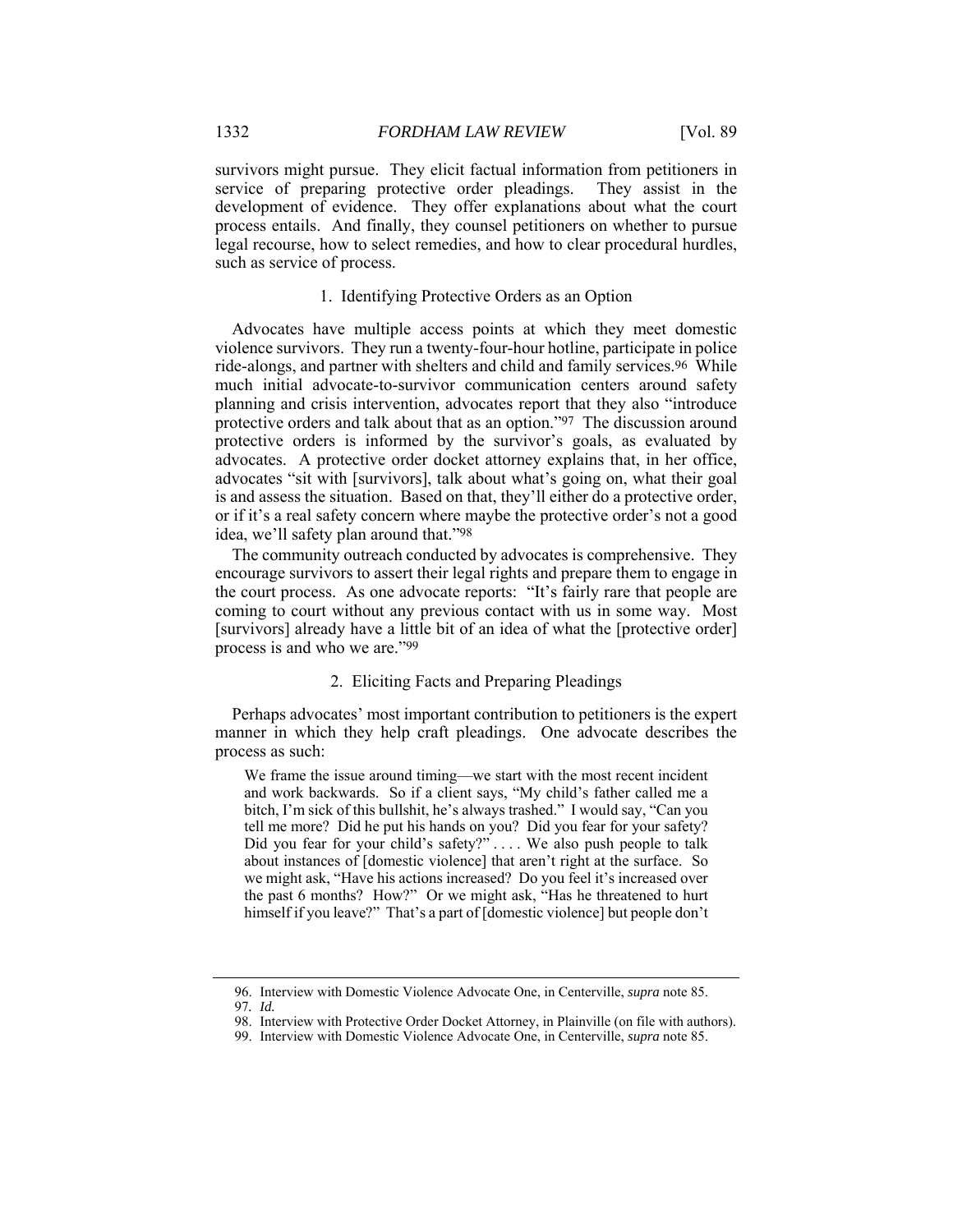survivors might pursue. They elicit factual information from petitioners in service of preparing protective order pleadings. They assist in the development of evidence. They offer explanations about what the court process entails. And finally, they counsel petitioners on whether to pursue legal recourse, how to select remedies, and how to clear procedural hurdles, such as service of process.

### 1. Identifying Protective Orders as an Option

Advocates have multiple access points at which they meet domestic violence survivors. They run a twenty-four-hour hotline, participate in police ride-alongs, and partner with shelters and child and family services.[96] While much initial advocate-to-survivor communication centers around safety planning and crisis intervention, advocates report that they also "introduce protective orders and talk about that as an option."[97] The discussion around protective orders is informed by the survivor's goals, as evaluated by advocates. A protective order docket attorney explains that, in her office, advocates "sit with [survivors], talk about what's going on, what their goal is and assess the situation. Based on that, they'll either do a protective order, or if it's a real safety concern where maybe the protective order's not a good idea, we'll safety plan around that."[98]

The community outreach conducted by advocates is comprehensive. They encourage survivors to assert their legal rights and prepare them to engage in the court process. As one advocate reports: "It's fairly rare that people are coming to court without any previous contact with us in some way. Most [survivors] already have a little bit of an idea of what the [protective order] process is and who we are."[99]

### 2. Eliciting Facts and Preparing Pleadings

Perhaps advocates' most important contribution to petitioners is the expert manner in which they help craft pleadings. One advocate describes the process as such:

> We frame the issue around timing—we start with the most recent incident and work backwards. So if a client says, "My child's father called me a bitch, I'm sick of this bullshit, he's always trashed." I would say, "Can you tell me more? Did he put his hands on you? Did you fear for your safety? Did you fear for your child's safety?" . . . . We also push people to talk about instances of [domestic violence] that aren't right at the surface. So we might ask, "Have his actions increased? Do you feel it's increased over the past 6 months? How?" Or we might ask, "Has he threatened to hurt himself if you leave?" That's a part of [domestic violence] but people don't

---

96. Interview with Domestic Violence Advocate One, in Centerville, *supra* note 85.

97. *Id.*

98. Interview with Protective Order Docket Attorney, in Plainville (on file with authors).

99. Interview with Domestic Violence Advocate One, in Centerville, *supra* note 85.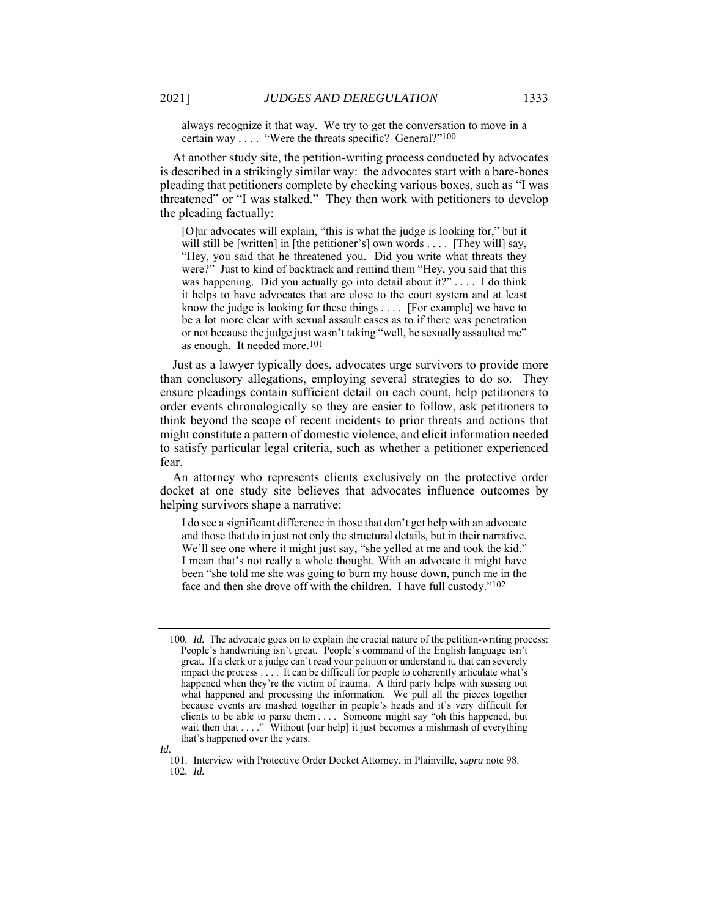always recognize it that way. We try to get the conversation to move in a certain way . . . . "Were the threats specific? General?"[100]

At another study site, the petition-writing process conducted by advocates is described in a strikingly similar way: the advocates start with a bare-bones pleading that petitioners complete by checking various boxes, such as "I was threatened" or "I was stalked." They then work with petitioners to develop the pleading factually:

> [O]ur advocates will explain, "this is what the judge is looking for," but it will still be [written] in [the petitioner's] own words . . . . [They will] say, "Hey, you said that he threatened you. Did you write what threats they were?" Just to kind of backtrack and remind them "Hey, you said that this was happening. Did you actually go into detail about it?" . . . . I do think it helps to have advocates that are close to the court system and at least know the judge is looking for these things . . . . [For example] we have to be a lot more clear with sexual assault cases as to if there was penetration or not because the judge just wasn't taking "well, he sexually assaulted me" as enough. It needed more.[101]

Just as a lawyer typically does, advocates urge survivors to provide more than conclusory allegations, employing several strategies to do so. They ensure pleadings contain sufficient detail on each count, help petitioners to order events chronologically so they are easier to follow, ask petitioners to think beyond the scope of recent incidents to prior threats and actions that might constitute a pattern of domestic violence, and elicit information needed to satisfy particular legal criteria, such as whether a petitioner experienced fear.

An attorney who represents clients exclusively on the protective order docket at one study site believes that advocates influence outcomes by helping survivors shape a narrative:

> I do see a significant difference in those that don't get help with an advocate and those that do in just not only the structural details, but in their narrative. We'll see one where it might just say, "she yelled at me and took the kid." I mean that's not really a whole thought. With an advocate it might have been "she told me she was going to burn my house down, punch me in the face and then she drove off with the children. I have full custody."[102]

---

100. *Id.* The advocate goes on to explain the crucial nature of the petition-writing process:
> People's handwriting isn't great. People's command of the English language isn't great. If a clerk or a judge can't read your petition or understand it, that can severely impact the process . . . . It can be difficult for people to coherently articulate what's happened when they're the victim of trauma. A third party helps with sussing out what happened and processing the information. We pull all the pieces together because events are mashed together in people's heads and it's very difficult for clients to be able to parse them . . . . Someone might say "oh this happened, but wait then that . . . ." Without [our help] it just becomes a mishmash of everything that's happened over the years.

*Id.*

101. Interview with Protective Order Docket Attorney, in Plainville, *supra* note 98.

102. *Id.*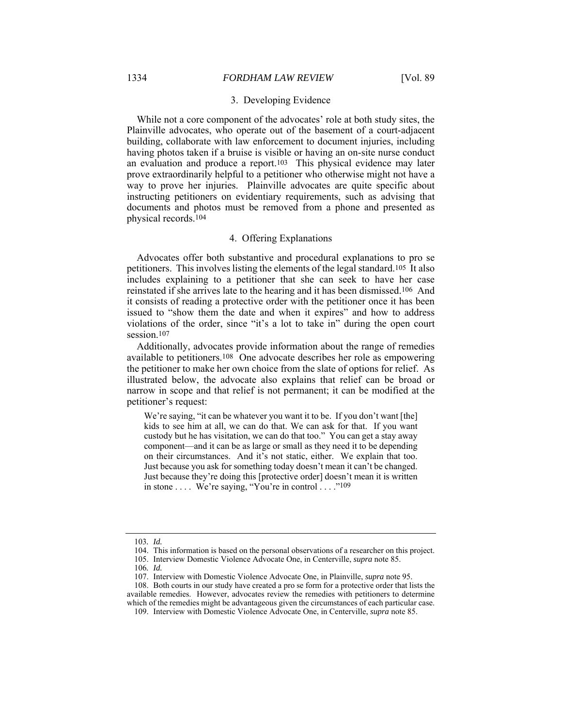### 3. Developing Evidence

While not a core component of the advocates' role at both study sites, the Plainville advocates, who operate out of the basement of a court-adjacent building, collaborate with law enforcement to document injuries, including having photos taken if a bruise is visible or having an on-site nurse conduct an evaluation and produce a report.[103] This physical evidence may later prove extraordinarily helpful to a petitioner who otherwise might not have a way to prove her injuries. Plainville advocates are quite specific about instructing petitioners on evidentiary requirements, such as advising that documents and photos must be removed from a phone and presented as physical records.[104]

### 4. Offering Explanations

Advocates offer both substantive and procedural explanations to pro se petitioners. This involves listing the elements of the legal standard.[105] It also includes explaining to a petitioner that she can seek to have her case reinstated if she arrives late to the hearing and it has been dismissed.[106] And it consists of reading a protective order with the petitioner once it has been issued to "show them the date and when it expires" and how to address violations of the order, since "it's a lot to take in" during the open court session.[107]

Additionally, advocates provide information about the range of remedies available to petitioners.[108] One advocate describes her role as empowering the petitioner to make her own choice from the slate of options for relief. As illustrated below, the advocate also explains that relief can be broad or narrow in scope and that relief is not permanent; it can be modified at the petitioner's request:

> We're saying, "it can be whatever you want it to be. If you don't want [the] kids to see him at all, we can do that. We can ask for that. If you want custody but he has visitation, we can do that too." You can get a stay away component—and it can be as large or small as they need it to be depending on their circumstances. And it's not static, either. We explain that too. Just because you ask for something today doesn't mean it can't be changed. Just because they're doing this [protective order] doesn't mean it is written in stone . . . . We're saying, "You're in control . . . ."[109]

---

103. *Id.*

104. This information is based on the personal observations of a researcher on this project.

105. Interview Domestic Violence Advocate One, in Centerville, *supra* note 85.

106. *Id.*

107. Interview with Domestic Violence Advocate One, in Plainville, *supra* note 95.

108. Both courts in our study have created a pro se form for a protective order that lists the available remedies. However, advocates review the remedies with petitioners to determine which of the remedies might be advantageous given the circumstances of each particular case.

109. Interview with Domestic Violence Advocate One, in Centerville, *supra* note 85.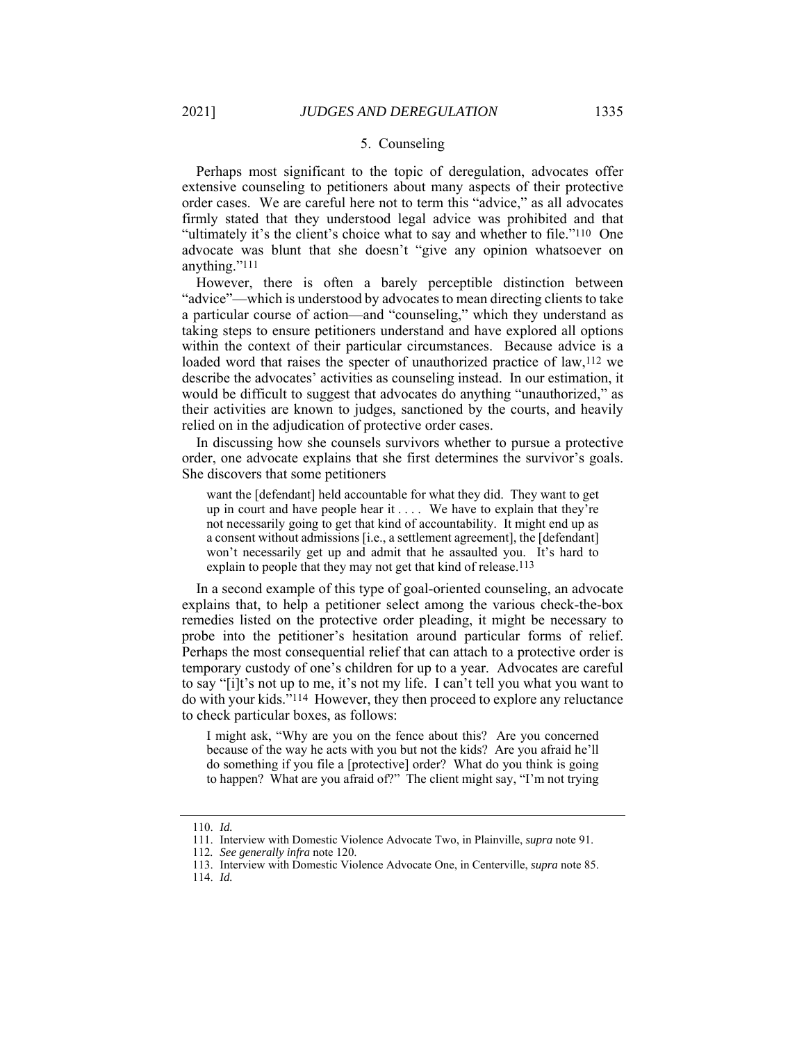### 5. Counseling

Perhaps most significant to the topic of deregulation, advocates offer extensive counseling to petitioners about many aspects of their protective order cases. We are careful here not to term this "advice," as all advocates firmly stated that they understood legal advice was prohibited and that "ultimately it's the client's choice what to say and whether to file."[110] One advocate was blunt that she doesn't "give any opinion whatsoever on anything."[111]

However, there is often a barely perceptible distinction between "advice"—which is understood by advocates to mean directing clients to take a particular course of action—and "counseling," which they understand as taking steps to ensure petitioners understand and have explored all options within the context of their particular circumstances. Because advice is a loaded word that raises the specter of unauthorized practice of law,[112] we describe the advocates' activities as counseling instead. In our estimation, it would be difficult to suggest that advocates do anything "unauthorized," as their activities are known to judges, sanctioned by the courts, and heavily relied on in the adjudication of protective order cases.

In discussing how she counsels survivors whether to pursue a protective order, one advocate explains that she first determines the survivor's goals. She discovers that some petitioners

> want the [defendant] held accountable for what they did. They want to get up in court and have people hear it . . . . We have to explain that they're not necessarily going to get that kind of accountability. It might end up as a consent without admissions [i.e., a settlement agreement], the [defendant] won't necessarily get up and admit that he assaulted you. It's hard to explain to people that they may not get that kind of release.[113]

In a second example of this type of goal-oriented counseling, an advocate explains that, to help a petitioner select among the various check-the-box remedies listed on the protective order pleading, it might be necessary to probe into the petitioner's hesitation around particular forms of relief. Perhaps the most consequential relief that can attach to a protective order is temporary custody of one's children for up to a year. Advocates are careful to say "[i]t's not up to me, it's not my life. I can't tell you what you want to do with your kids."[114] However, they then proceed to explore any reluctance to check particular boxes, as follows:

> I might ask, "Why are you on the fence about this? Are you concerned because of the way he acts with you but not the kids? Are you afraid he'll do something if you file a [protective] order? What do you think is going to happen? What are you afraid of?" The client might say, "I'm not trying

---

110. *Id.*

111. Interview with Domestic Violence Advocate Two, in Plainville, *supra* note 91.

112. *See generally infra* note 120.

113. Interview with Domestic Violence Advocate One, in Centerville, *supra* note 85.

114. *Id.*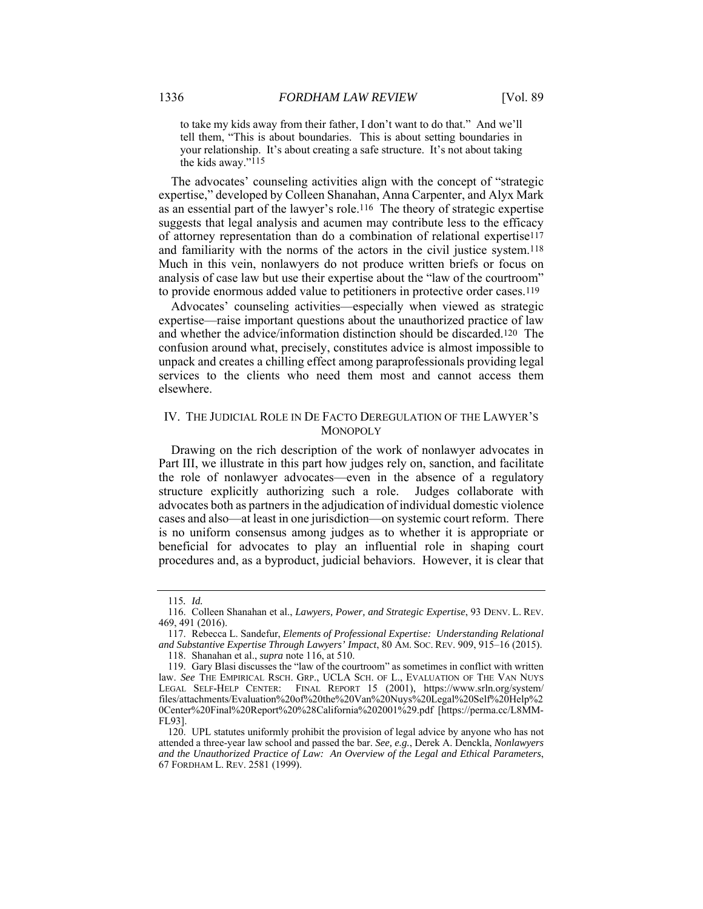to take my kids away from their father, I don't want to do that." And we'll tell them, "This is about boundaries. This is about setting boundaries in your relationship. It's about creating a safe structure. It's not about taking the kids away."[115]

The advocates' counseling activities align with the concept of "strategic expertise," developed by Colleen Shanahan, Anna Carpenter, and Alyx Mark as an essential part of the lawyer's role.[116] The theory of strategic expertise suggests that legal analysis and acumen may contribute less to the efficacy of attorney representation than do a combination of relational expertise[117] and familiarity with the norms of the actors in the civil justice system.[118] Much in this vein, nonlawyers do not produce written briefs or focus on analysis of case law but use their expertise about the "law of the courtroom" to provide enormous added value to petitioners in protective order cases.[119]

Advocates' counseling activities—especially when viewed as strategic expertise—raise important questions about the unauthorized practice of law and whether the advice/information distinction should be discarded.[120] The confusion around what, precisely, constitutes advice is almost impossible to unpack and creates a chilling effect among paraprofessionals providing legal services to the clients who need them most and cannot access them elsewhere.

## IV. THE JUDICIAL ROLE IN DE FACTO DEREGULATION OF THE LAWYER'S MONOPOLY

Drawing on the rich description of the work of nonlawyer advocates in Part III, we illustrate in this part how judges rely on, sanction, and facilitate the role of nonlawyer advocates—even in the absence of a regulatory structure explicitly authorizing such a role. Judges collaborate with advocates both as partners in the adjudication of individual domestic violence cases and also—at least in one jurisdiction—on systemic court reform. There is no uniform consensus among judges as to whether it is appropriate or beneficial for advocates to play an influential role in shaping court procedures and, as a byproduct, judicial behaviors. However, it is clear that

---

115. *Id.*

116. Colleen Shanahan et al., *Lawyers, Power, and Strategic Expertise*, 93 DENV. L. REV. 469, 491 (2016).

117. Rebecca L. Sandefur, *Elements of Professional Expertise: Understanding Relational and Substantive Expertise Through Lawyers' Impact*, 80 AM. SOC. REV. 909, 915–16 (2015).

118. Shanahan et al., *supra* note 116, at 510.

119. Gary Blasi discusses the "law of the courtroom" as sometimes in conflict with written law. *See* THE EMPIRICAL RSCH. GRP., UCLA SCH. OF L., EVALUATION OF THE VAN NUYS LEGAL SELF-HELP CENTER: FINAL REPORT 15 (2001), https://www.srln.org/system/files/attachments/Evaluation%20of%20the%20Van%20Nuys%20Legal%20Self%20Help%20Center%20Final%20Report%20%28California%202001%29.pdf [https://perma.cc/L8MM-FL93].

120. UPL statutes uniformly prohibit the provision of legal advice by anyone who has not attended a three-year law school and passed the bar. *See, e.g.*, Derek A. Denckla, *Nonlawyers and the Unauthorized Practice of Law: An Overview of the Legal and Ethical Parameters*, 67 FORDHAM L. REV. 2581 (1999).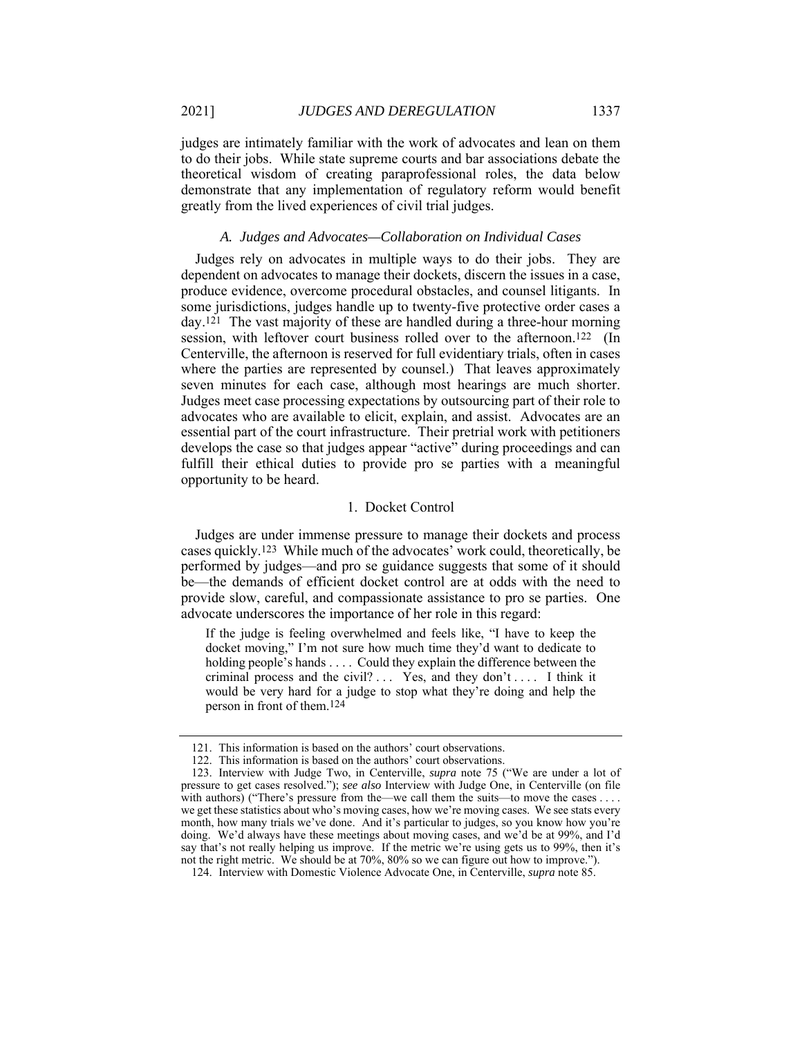judges are intimately familiar with the work of advocates and lean on them to do their jobs. While state supreme courts and bar associations debate the theoretical wisdom of creating paraprofessional roles, the data below demonstrate that any implementation of regulatory reform would benefit greatly from the lived experiences of civil trial judges.

### *A. Judges and Advocates—Collaboration on Individual Cases*

Judges rely on advocates in multiple ways to do their jobs. They are dependent on advocates to manage their dockets, discern the issues in a case, produce evidence, overcome procedural obstacles, and counsel litigants. In some jurisdictions, judges handle up to twenty-five protective order cases a day.[121] The vast majority of these are handled during a three-hour morning session, with leftover court business rolled over to the afternoon.[122] (In Centerville, the afternoon is reserved for full evidentiary trials, often in cases where the parties are represented by counsel.) That leaves approximately seven minutes for each case, although most hearings are much shorter. Judges meet case processing expectations by outsourcing part of their role to advocates who are available to elicit, explain, and assist. Advocates are an essential part of the court infrastructure. Their pretrial work with petitioners develops the case so that judges appear "active" during proceedings and can fulfill their ethical duties to provide pro se parties with a meaningful opportunity to be heard.

#### 1. Docket Control

Judges are under immense pressure to manage their dockets and process cases quickly.[123] While much of the advocates' work could, theoretically, be performed by judges—and pro se guidance suggests that some of it should be—the demands of efficient docket control are at odds with the need to provide slow, careful, and compassionate assistance to pro se parties. One advocate underscores the importance of her role in this regard:

> If the judge is feeling overwhelmed and feels like, "I have to keep the docket moving," I'm not sure how much time they'd want to dedicate to holding people's hands . . . . Could they explain the difference between the criminal process and the civil? . . . Yes, and they don't . . . . I think it would be very hard for a judge to stop what they're doing and help the person in front of them.[124]

---

121. This information is based on the authors' court observations.

122. This information is based on the authors' court observations.

123. Interview with Judge Two, in Centerville, *supra* note 75 ("We are under a lot of pressure to get cases resolved."); *see also* Interview with Judge One, in Centerville (on file with authors) ("There's pressure from the—we call them the suits—to move the cases . . . . we get these statistics about who's moving cases, how we're moving cases. We see stats every month, how many trials we've done. And it's particular to judges, so you know how you're doing. We'd always have these meetings about moving cases, and we'd be at 99%, and I'd say that's not really helping us improve. If the metric we're using gets us to 99%, then it's not the right metric. We should be at 70%, 80% so we can figure out how to improve.").

124. Interview with Domestic Violence Advocate One, in Centerville, *supra* note 85.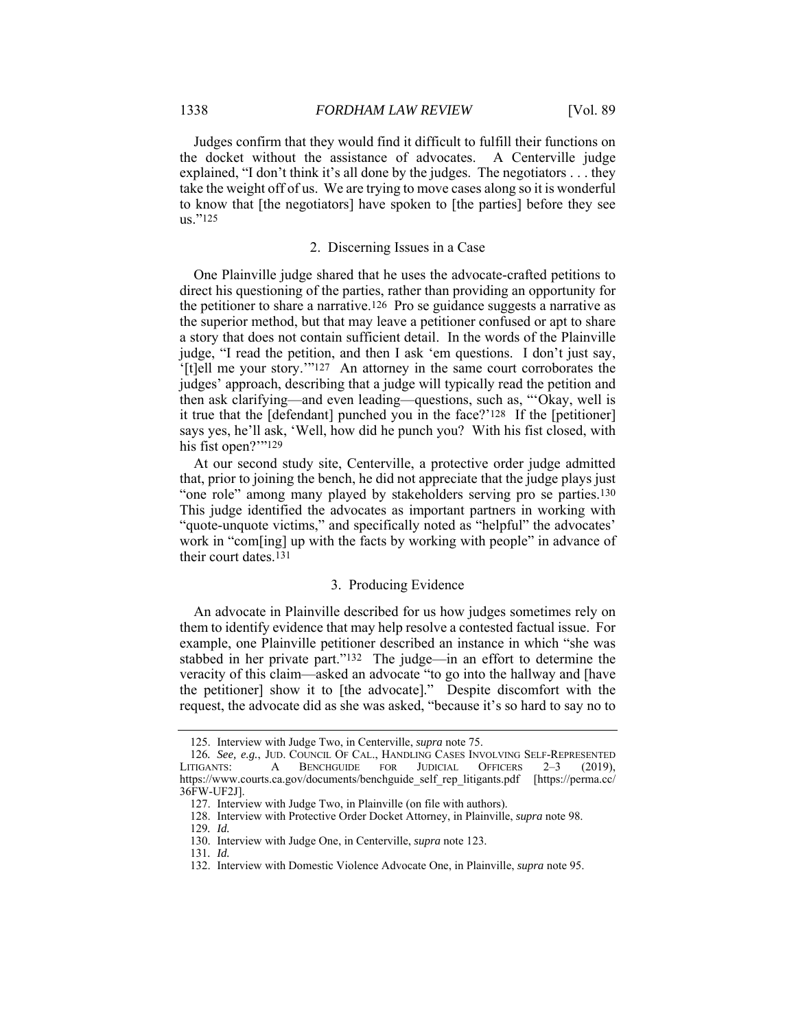Judges confirm that they would find it difficult to fulfill their functions on the docket without the assistance of advocates. A Centerville judge explained, "I don't think it's all done by the judges. The negotiators . . . they take the weight off of us. We are trying to move cases along so it is wonderful to know that [the negotiators] have spoken to [the parties] before they see us."[125]

### 2. Discerning Issues in a Case

One Plainville judge shared that he uses the advocate-crafted petitions to direct his questioning of the parties, rather than providing an opportunity for the petitioner to share a narrative.[126] Pro se guidance suggests a narrative as the superior method, but that may leave a petitioner confused or apt to share a story that does not contain sufficient detail. In the words of the Plainville judge, "I read the petition, and then I ask 'em questions. I don't just say, '[t]ell me your story.'"[127] An attorney in the same court corroborates the judges' approach, describing that a judge will typically read the petition and then ask clarifying—and even leading—questions, such as, "'Okay, well is it true that the [defendant] punched you in the face?'[128] If the [petitioner] says yes, he'll ask, 'Well, how did he punch you? With his fist closed, with his fist open?'"[129]

At our second study site, Centerville, a protective order judge admitted that, prior to joining the bench, he did not appreciate that the judge plays just "one role" among many played by stakeholders serving pro se parties.[130] This judge identified the advocates as important partners in working with "quote-unquote victims," and specifically noted as "helpful" the advocates' work in "com[ing] up with the facts by working with people" in advance of their court dates.[131]

### 3. Producing Evidence

An advocate in Plainville described for us how judges sometimes rely on them to identify evidence that may help resolve a contested factual issue. For example, one Plainville petitioner described an instance in which "she was stabbed in her private part."[132] The judge—in an effort to determine the veracity of this claim—asked an advocate "to go into the hallway and [have the petitioner] show it to [the advocate]." Despite discomfort with the request, the advocate did as she was asked, "because it's so hard to say no to

---

125. Interview with Judge Two, in Centerville, *supra* note 75.

126. *See, e.g.*, JUD. COUNCIL OF CAL., HANDLING CASES INVOLVING SELF-REPRESENTED LITIGANTS: A BENCHGUIDE FOR JUDICIAL OFFICERS 2–3 (2019), https://www.courts.ca.gov/documents/benchguide_self_rep_litigants.pdf [https://perma.cc/36FW-UF2J].

127. Interview with Judge Two, in Plainville (on file with authors).

128. Interview with Protective Order Docket Attorney, in Plainville, *supra* note 98.

129. *Id.*

130. Interview with Judge One, in Centerville, *supra* note 123.

131. *Id.*

132. Interview with Domestic Violence Advocate One, in Plainville, *supra* note 95.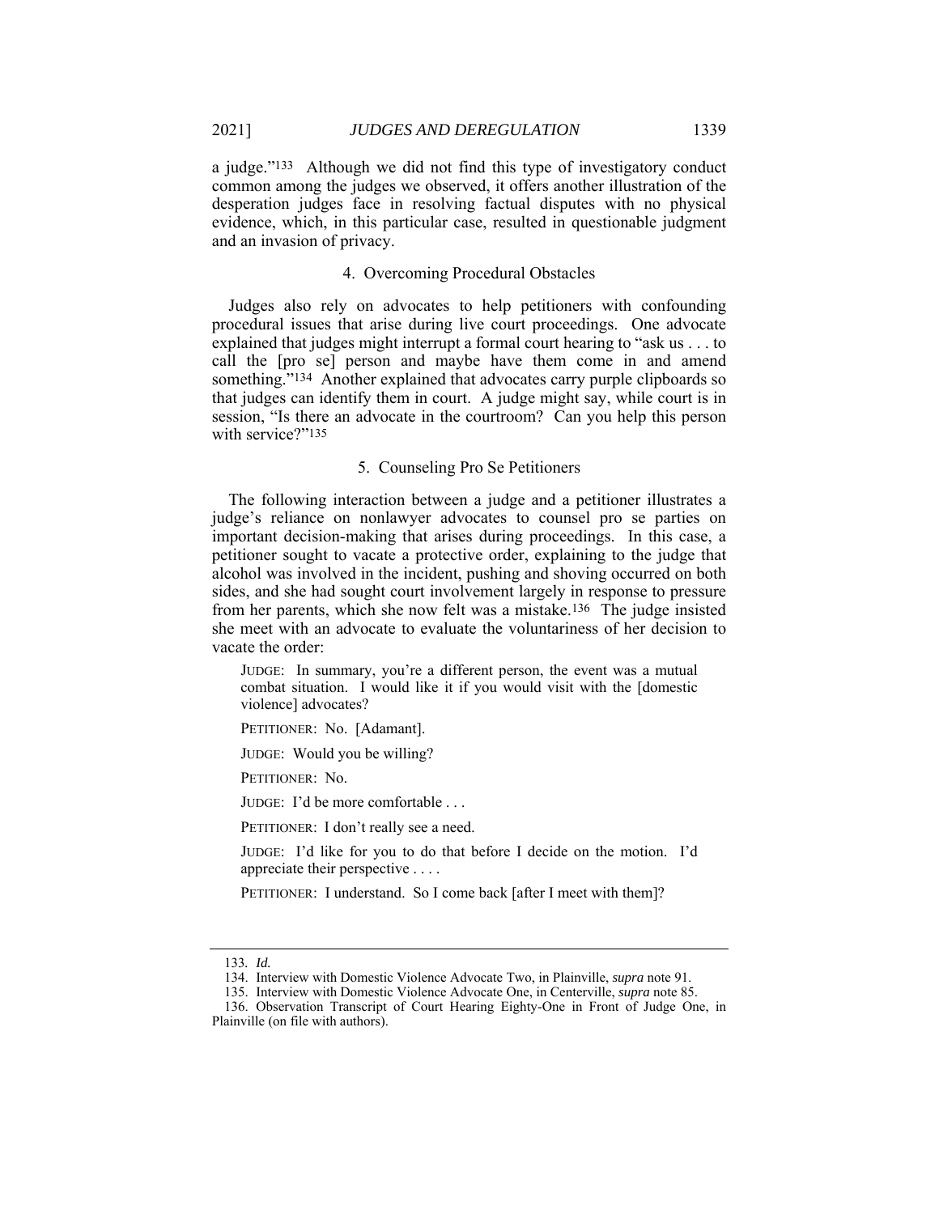a judge."[133] Although we did not find this type of investigatory conduct common among the judges we observed, it offers another illustration of the desperation judges face in resolving factual disputes with no physical evidence, which, in this particular case, resulted in questionable judgment and an invasion of privacy.

### 4. Overcoming Procedural Obstacles

Judges also rely on advocates to help petitioners with confounding procedural issues that arise during live court proceedings. One advocate explained that judges might interrupt a formal court hearing to "ask us . . . to call the [pro se] person and maybe have them come in and amend something."[134] Another explained that advocates carry purple clipboards so that judges can identify them in court. A judge might say, while court is in session, "Is there an advocate in the courtroom? Can you help this person with service?"[135]

### 5. Counseling Pro Se Petitioners

The following interaction between a judge and a petitioner illustrates a judge's reliance on nonlawyer advocates to counsel pro se parties on important decision-making that arises during proceedings. In this case, a petitioner sought to vacate a protective order, explaining to the judge that alcohol was involved in the incident, pushing and shoving occurred on both sides, and she had sought court involvement largely in response to pressure from her parents, which she now felt was a mistake.[136] The judge insisted she meet with an advocate to evaluate the voluntariness of her decision to vacate the order:

> JUDGE: In summary, you're a different person, the event was a mutual combat situation. I would like it if you would visit with the [domestic violence] advocates?
>
> PETITIONER: No. [Adamant].
>
> JUDGE: Would you be willing?
>
> PETITIONER: No.
>
> JUDGE: I'd be more comfortable . . .
>
> PETITIONER: I don't really see a need.
>
> JUDGE: I'd like for you to do that before I decide on the motion. I'd appreciate their perspective . . . .
>
> PETITIONER: I understand. So I come back [after I meet with them]?

---

133. *Id.*

134. Interview with Domestic Violence Advocate Two, in Plainville, *supra* note 91.

135. Interview with Domestic Violence Advocate One, in Centerville, *supra* note 85.

136. Observation Transcript of Court Hearing Eighty-One in Front of Judge One, in Plainville (on file with authors).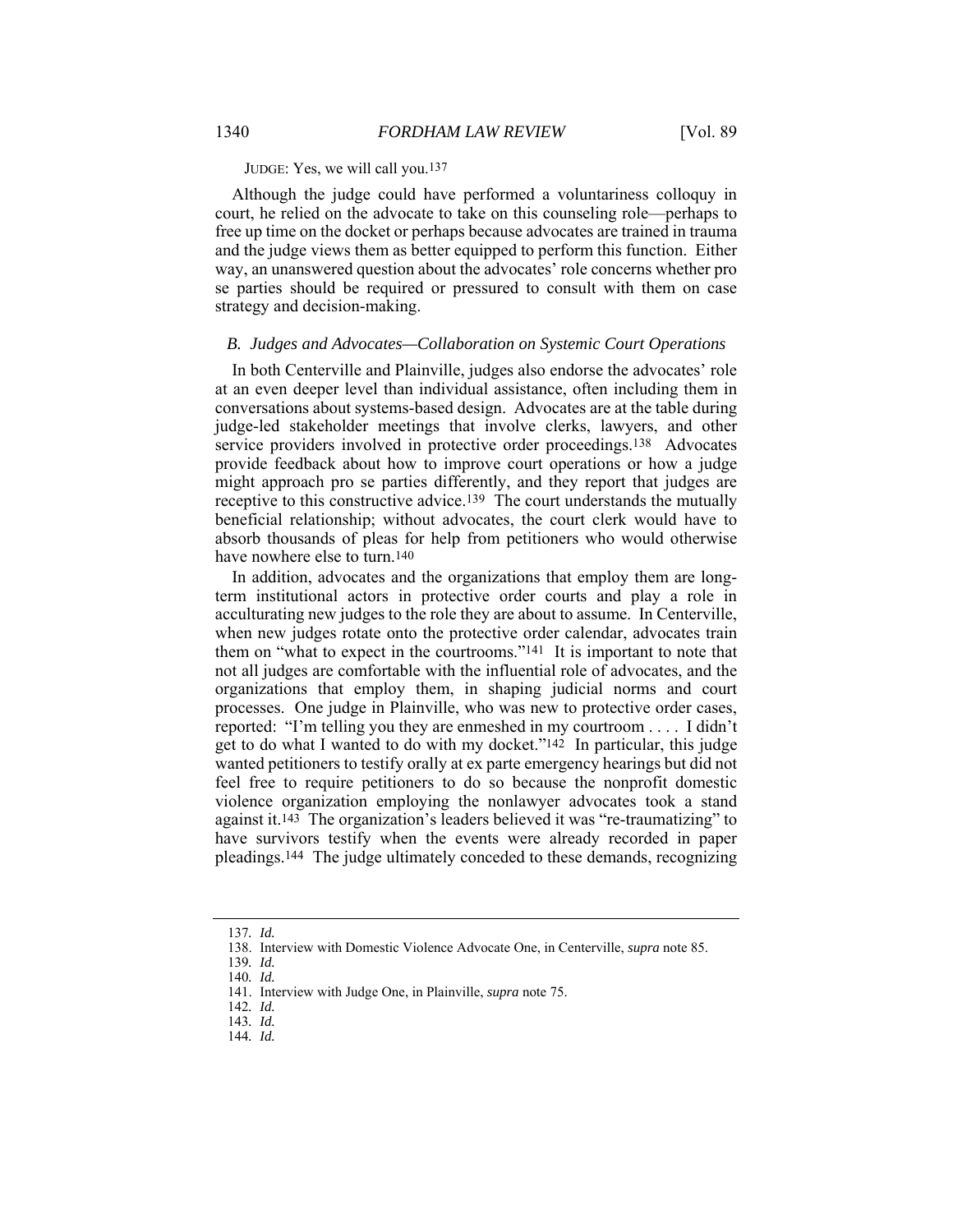JUDGE: Yes, we will call you.[137]

Although the judge could have performed a voluntariness colloquy in court, he relied on the advocate to take on this counseling role—perhaps to free up time on the docket or perhaps because advocates are trained in trauma and the judge views them as better equipped to perform this function. Either way, an unanswered question about the advocates' role concerns whether pro se parties should be required or pressured to consult with them on case strategy and decision-making.

### *B. Judges and Advocates—Collaboration on Systemic Court Operations*

In both Centerville and Plainville, judges also endorse the advocates' role at an even deeper level than individual assistance, often including them in conversations about systems-based design. Advocates are at the table during judge-led stakeholder meetings that involve clerks, lawyers, and other service providers involved in protective order proceedings.[138] Advocates provide feedback about how to improve court operations or how a judge might approach pro se parties differently, and they report that judges are receptive to this constructive advice.[139] The court understands the mutually beneficial relationship; without advocates, the court clerk would have to absorb thousands of pleas for help from petitioners who would otherwise have nowhere else to turn.[140]

In addition, advocates and the organizations that employ them are long-term institutional actors in protective order courts and play a role in acculturating new judges to the role they are about to assume. In Centerville, when new judges rotate onto the protective order calendar, advocates train them on "what to expect in the courtrooms."[141] It is important to note that not all judges are comfortable with the influential role of advocates, and the organizations that employ them, in shaping judicial norms and court processes. One judge in Plainville, who was new to protective order cases, reported: "I'm telling you they are enmeshed in my courtroom . . . . I didn't get to do what I wanted to do with my docket."[142] In particular, this judge wanted petitioners to testify orally at ex parte emergency hearings but did not feel free to require petitioners to do so because the nonprofit domestic violence organization employing the nonlawyer advocates took a stand against it.[143] The organization's leaders believed it was "re-traumatizing" to have survivors testify when the events were already recorded in paper pleadings.[144] The judge ultimately conceded to these demands, recognizing

---

137. *Id.*

138. Interview with Domestic Violence Advocate One, in Centerville, *supra* note 85.

139. *Id.*

140. *Id.*

141. Interview with Judge One, in Plainville, *supra* note 75.

142. *Id.*

143. *Id.*

144. *Id.*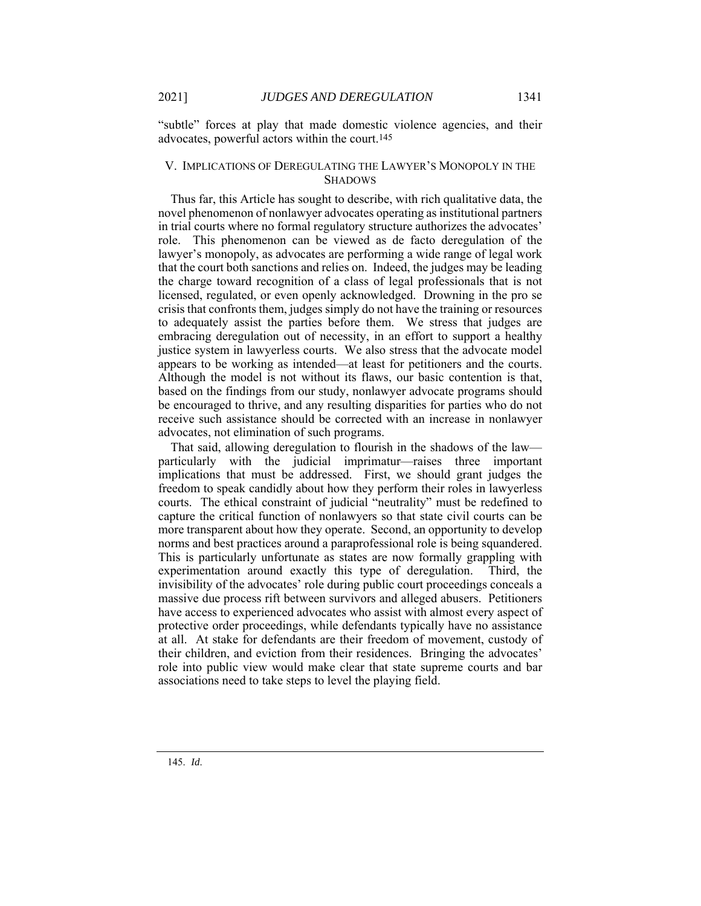"subtle" forces at play that made domestic violence agencies, and their advocates, powerful actors within the court.[145]

## V. IMPLICATIONS OF DEREGULATING THE LAWYER'S MONOPOLY IN THE SHADOWS

Thus far, this Article has sought to describe, with rich qualitative data, the novel phenomenon of nonlawyer advocates operating as institutional partners in trial courts where no formal regulatory structure authorizes the advocates' role. This phenomenon can be viewed as de facto deregulation of the lawyer's monopoly, as advocates are performing a wide range of legal work that the court both sanctions and relies on. Indeed, the judges may be leading the charge toward recognition of a class of legal professionals that is not licensed, regulated, or even openly acknowledged. Drowning in the pro se crisis that confronts them, judges simply do not have the training or resources to adequately assist the parties before them. We stress that judges are embracing deregulation out of necessity, in an effort to support a healthy justice system in lawyerless courts. We also stress that the advocate model appears to be working as intended—at least for petitioners and the courts. Although the model is not without its flaws, our basic contention is that, based on the findings from our study, nonlawyer advocate programs should be encouraged to thrive, and any resulting disparities for parties who do not receive such assistance should be corrected with an increase in nonlawyer advocates, not elimination of such programs.

That said, allowing deregulation to flourish in the shadows of the law—particularly with the judicial imprimatur—raises three important implications that must be addressed. First, we should grant judges the freedom to speak candidly about how they perform their roles in lawyerless courts. The ethical constraint of judicial "neutrality" must be redefined to capture the critical function of nonlawyers so that state civil courts can be more transparent about how they operate. Second, an opportunity to develop norms and best practices around a paraprofessional role is being squandered. This is particularly unfortunate as states are now formally grappling with experimentation around exactly this type of deregulation. Third, the invisibility of the advocates' role during public court proceedings conceals a massive due process rift between survivors and alleged abusers. Petitioners have access to experienced advocates who assist with almost every aspect of protective order proceedings, while defendants typically have no assistance at all. At stake for defendants are their freedom of movement, custody of their children, and eviction from their residences. Bringing the advocates' role into public view would make clear that state supreme courts and bar associations need to take steps to level the playing field.

145. *Id*.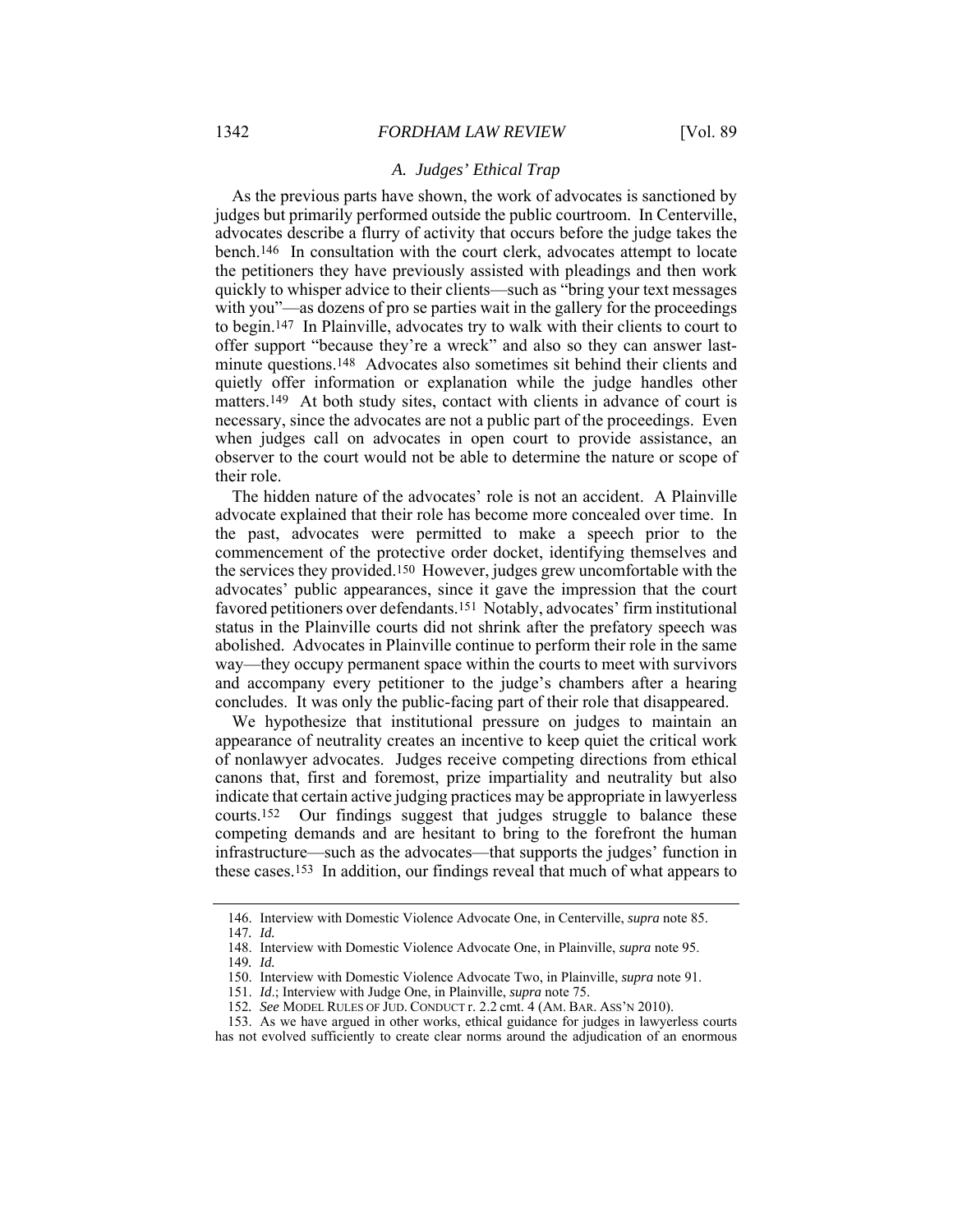### A. Judges' Ethical Trap

As the previous parts have shown, the work of advocates is sanctioned by judges but primarily performed outside the public courtroom. In Centerville, advocates describe a flurry of activity that occurs before the judge takes the bench.[146] In consultation with the court clerk, advocates attempt to locate the petitioners they have previously assisted with pleadings and then work quickly to whisper advice to their clients—such as "bring your text messages with you"—as dozens of pro se parties wait in the gallery for the proceedings to begin.[147] In Plainville, advocates try to walk with their clients to court to offer support "because they're a wreck" and also so they can answer last-minute questions.[148] Advocates also sometimes sit behind their clients and quietly offer information or explanation while the judge handles other matters.[149] At both study sites, contact with clients in advance of court is necessary, since the advocates are not a public part of the proceedings. Even when judges call on advocates in open court to provide assistance, an observer to the court would not be able to determine the nature or scope of their role.

The hidden nature of the advocates' role is not an accident. A Plainville advocate explained that their role has become more concealed over time. In the past, advocates were permitted to make a speech prior to the commencement of the protective order docket, identifying themselves and the services they provided.[150] However, judges grew uncomfortable with the advocates' public appearances, since it gave the impression that the court favored petitioners over defendants.[151] Notably, advocates' firm institutional status in the Plainville courts did not shrink after the prefatory speech was abolished. Advocates in Plainville continue to perform their role in the same way—they occupy permanent space within the courts to meet with survivors and accompany every petitioner to the judge's chambers after a hearing concludes. It was only the public-facing part of their role that disappeared.

We hypothesize that institutional pressure on judges to maintain an appearance of neutrality creates an incentive to keep quiet the critical work of nonlawyer advocates. Judges receive competing directions from ethical canons that, first and foremost, prize impartiality and neutrality but also indicate that certain active judging practices may be appropriate in lawyerless courts.[152] Our findings suggest that judges struggle to balance these competing demands and are hesitant to bring to the forefront the human infrastructure—such as the advocates—that supports the judges' function in these cases.[153] In addition, our findings reveal that much of what appears to

---

146. Interview with Domestic Violence Advocate One, in Centerville, *supra* note 85.

147. *Id.*

148. Interview with Domestic Violence Advocate One, in Plainville, *supra* note 95.

149. *Id.*

150. Interview with Domestic Violence Advocate Two, in Plainville, *supra* note 91.

151. *Id*.; Interview with Judge One, in Plainville, *supra* note 75.

152. *See* MODEL RULES OF JUD. CONDUCT r. 2.2 cmt. 4 (AM. BAR. ASS'N 2010).

153. As we have argued in other works, ethical guidance for judges in lawyerless courts has not evolved sufficiently to create clear norms around the adjudication of an enormous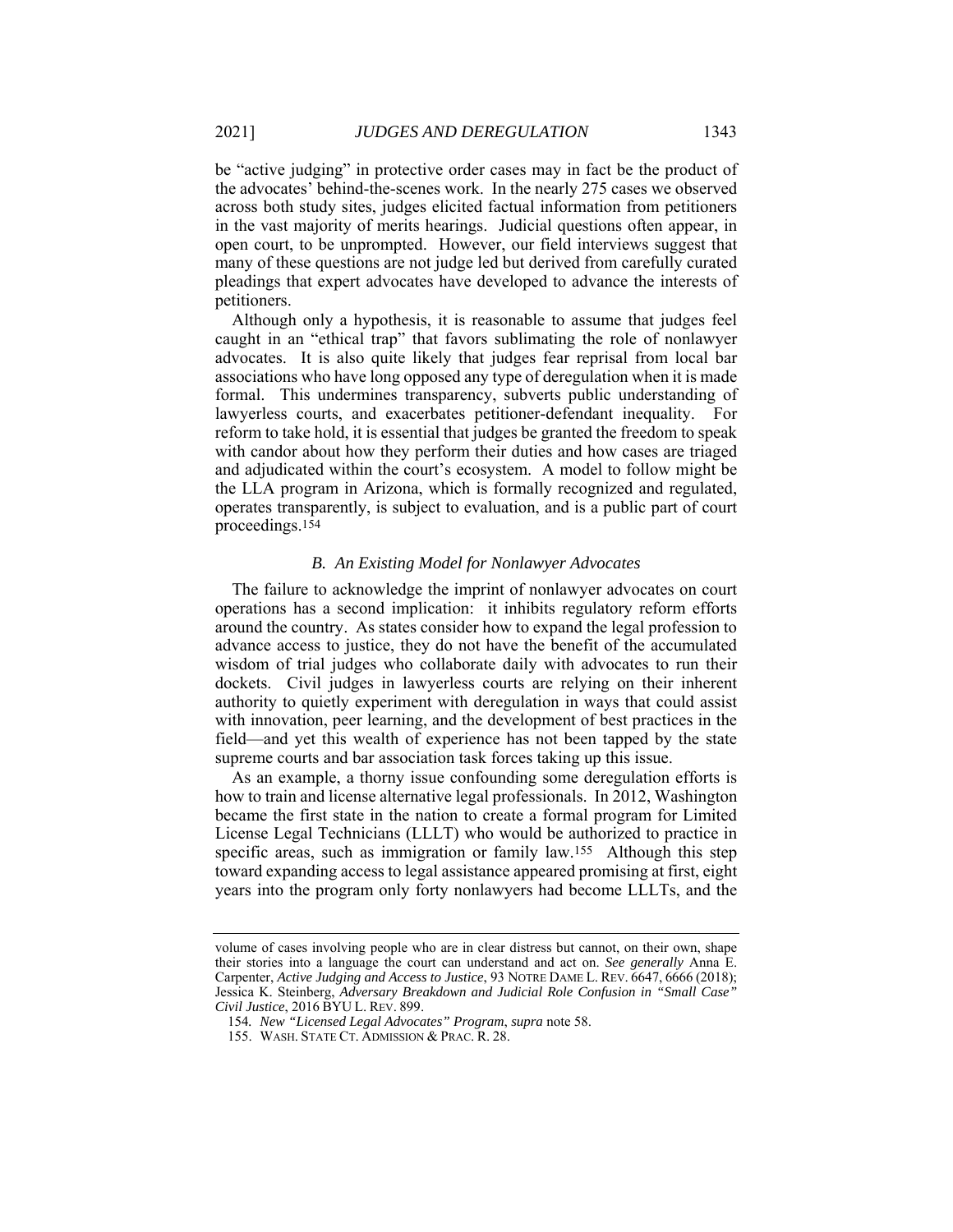be "active judging" in protective order cases may in fact be the product of the advocates' behind-the-scenes work. In the nearly 275 cases we observed across both study sites, judges elicited factual information from petitioners in the vast majority of merits hearings. Judicial questions often appear, in open court, to be unprompted. However, our field interviews suggest that many of these questions are not judge led but derived from carefully curated pleadings that expert advocates have developed to advance the interests of petitioners.

Although only a hypothesis, it is reasonable to assume that judges feel caught in an "ethical trap" that favors sublimating the role of nonlawyer advocates. It is also quite likely that judges fear reprisal from local bar associations who have long opposed any type of deregulation when it is made formal. This undermines transparency, subverts public understanding of lawyerless courts, and exacerbates petitioner-defendant inequality. For reform to take hold, it is essential that judges be granted the freedom to speak with candor about how they perform their duties and how cases are triaged and adjudicated within the court's ecosystem. A model to follow might be the LLA program in Arizona, which is formally recognized and regulated, operates transparently, is subject to evaluation, and is a public part of court proceedings.[154]

### *B. An Existing Model for Nonlawyer Advocates*

The failure to acknowledge the imprint of nonlawyer advocates on court operations has a second implication: it inhibits regulatory reform efforts around the country. As states consider how to expand the legal profession to advance access to justice, they do not have the benefit of the accumulated wisdom of trial judges who collaborate daily with advocates to run their dockets. Civil judges in lawyerless courts are relying on their inherent authority to quietly experiment with deregulation in ways that could assist with innovation, peer learning, and the development of best practices in the field—and yet this wealth of experience has not been tapped by the state supreme courts and bar association task forces taking up this issue.

As an example, a thorny issue confounding some deregulation efforts is how to train and license alternative legal professionals. In 2012, Washington became the first state in the nation to create a formal program for Limited License Legal Technicians (LLLT) who would be authorized to practice in specific areas, such as immigration or family law.[155] Although this step toward expanding access to legal assistance appeared promising at first, eight years into the program only forty nonlawyers had become LLLTs, and the

---

volume of cases involving people who are in clear distress but cannot, on their own, shape their stories into a language the court can understand and act on. *See generally* Anna E. Carpenter, *Active Judging and Access to Justice*, 93 NOTRE DAME L. REV. 6647, 6666 (2018); Jessica K. Steinberg, *Adversary Breakdown and Judicial Role Confusion in "Small Case" Civil Justice*, 2016 BYU L. REV. 899.

154. *New "Licensed Legal Advocates" Program*, *supra* note 58.

155. WASH. STATE CT. ADMISSION & PRAC. R. 28.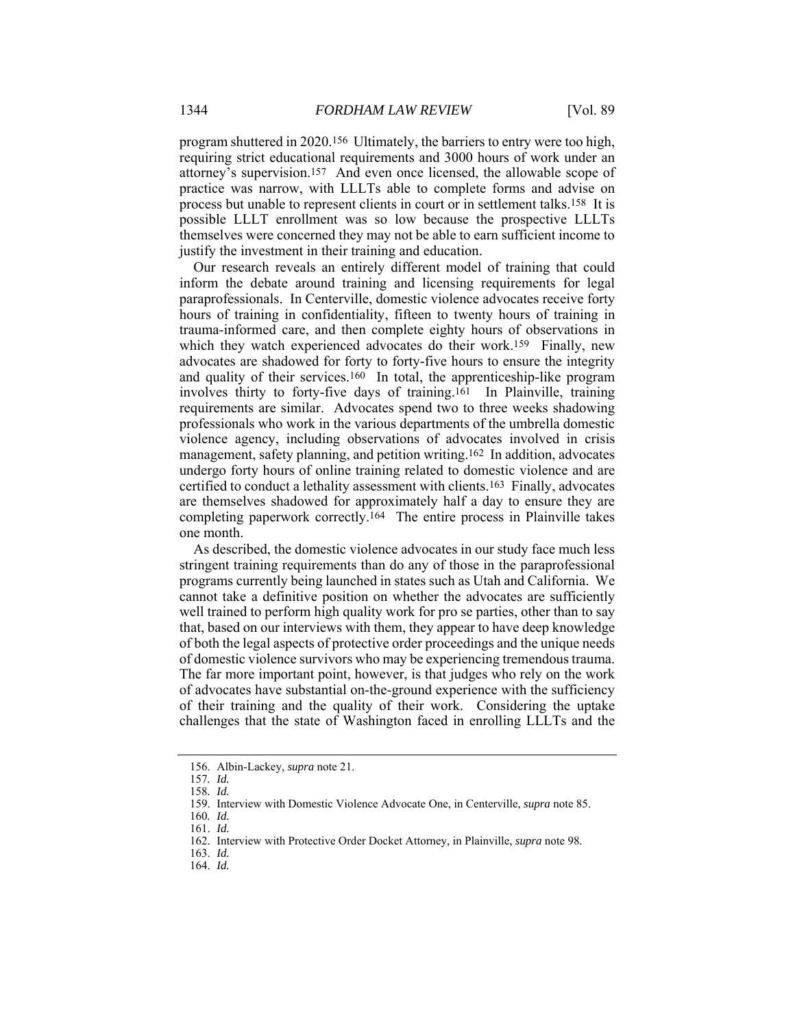program shuttered in 2020.[156] Ultimately, the barriers to entry were too high, requiring strict educational requirements and 3000 hours of work under an attorney's supervision.[157] And even once licensed, the allowable scope of practice was narrow, with LLLTs able to complete forms and advise on process but unable to represent clients in court or in settlement talks.[158] It is possible LLLT enrollment was so low because the prospective LLLTs themselves were concerned they may not be able to earn sufficient income to justify the investment in their training and education.

Our research reveals an entirely different model of training that could inform the debate around training and licensing requirements for legal paraprofessionals. In Centerville, domestic violence advocates receive forty hours of training in confidentiality, fifteen to twenty hours of training in trauma-informed care, and then complete eighty hours of observations in which they watch experienced advocates do their work.[159] Finally, new advocates are shadowed for forty to forty-five hours to ensure the integrity and quality of their services.[160] In total, the apprenticeship-like program involves thirty to forty-five days of training.[161] In Plainville, training requirements are similar. Advocates spend two to three weeks shadowing professionals who work in the various departments of the umbrella domestic violence agency, including observations of advocates involved in crisis management, safety planning, and petition writing.[162] In addition, advocates undergo forty hours of online training related to domestic violence and are certified to conduct a lethality assessment with clients.[163] Finally, advocates are themselves shadowed for approximately half a day to ensure they are completing paperwork correctly.[164] The entire process in Plainville takes one month.

As described, the domestic violence advocates in our study face much less stringent training requirements than do any of those in the paraprofessional programs currently being launched in states such as Utah and California. We cannot take a definitive position on whether the advocates are sufficiently well trained to perform high quality work for pro se parties, other than to say that, based on our interviews with them, they appear to have deep knowledge of both the legal aspects of protective order proceedings and the unique needs of domestic violence survivors who may be experiencing tremendous trauma. The far more important point, however, is that judges who rely on the work of advocates have substantial on-the-ground experience with the sufficiency of their training and the quality of their work. Considering the uptake challenges that the state of Washington faced in enrolling LLLTs and the

---

156. Albin-Lackey, *supra* note 21.

157. *Id.*

158. *Id.*

159. Interview with Domestic Violence Advocate One, in Centerville, *supra* note 85.

160. *Id.*

161. *Id.*

162. Interview with Protective Order Docket Attorney, in Plainville, *supra* note 98.

163. *Id.*

164. *Id.*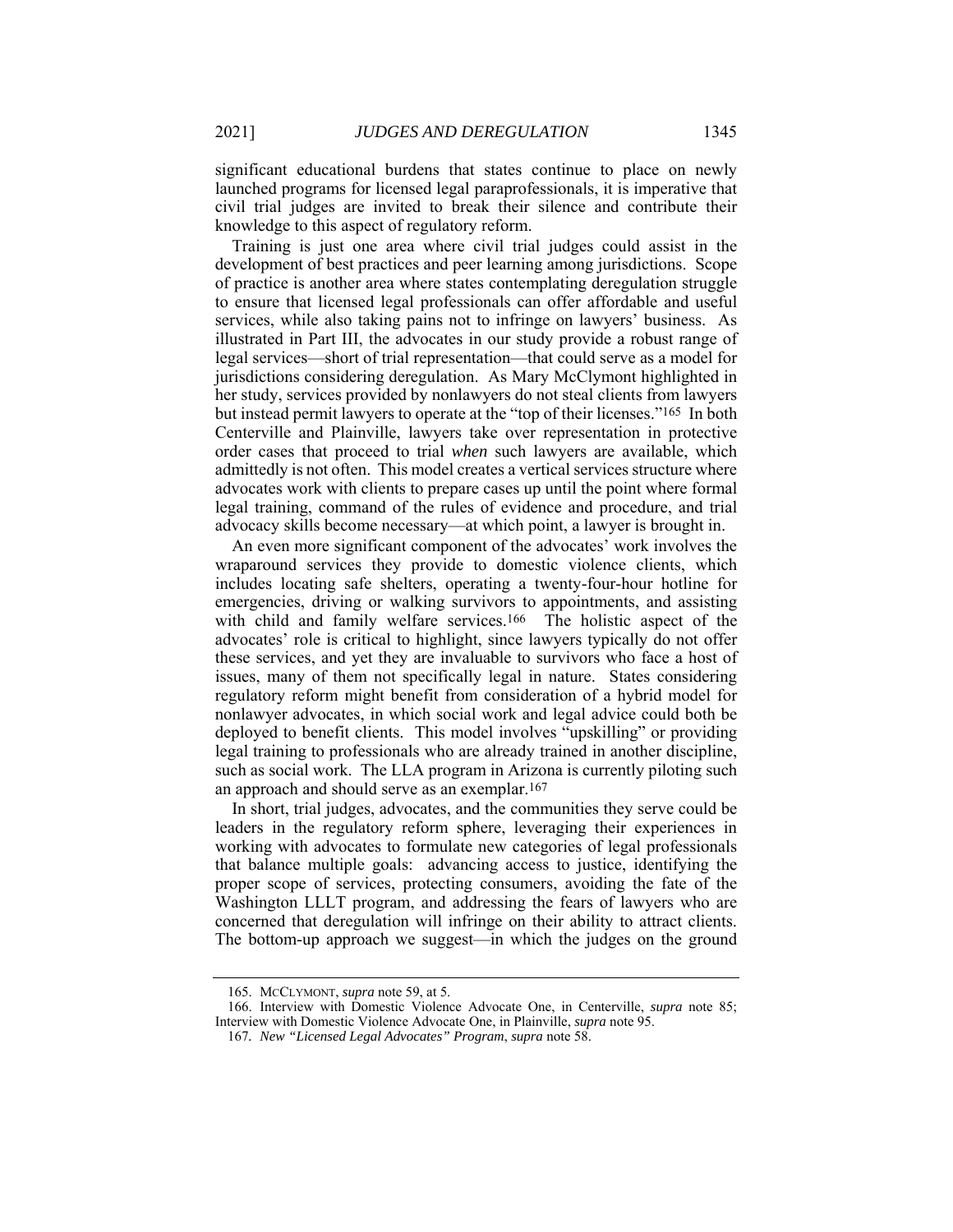significant educational burdens that states continue to place on newly launched programs for licensed legal paraprofessionals, it is imperative that civil trial judges are invited to break their silence and contribute their knowledge to this aspect of regulatory reform.

Training is just one area where civil trial judges could assist in the development of best practices and peer learning among jurisdictions. Scope of practice is another area where states contemplating deregulation struggle to ensure that licensed legal professionals can offer affordable and useful services, while also taking pains not to infringe on lawyers' business. As illustrated in Part III, the advocates in our study provide a robust range of legal services—short of trial representation—that could serve as a model for jurisdictions considering deregulation. As Mary McClymont highlighted in her study, services provided by nonlawyers do not steal clients from lawyers but instead permit lawyers to operate at the "top of their licenses."[165] In both Centerville and Plainville, lawyers take over representation in protective order cases that proceed to trial *when* such lawyers are available, which admittedly is not often. This model creates a vertical services structure where advocates work with clients to prepare cases up until the point where formal legal training, command of the rules of evidence and procedure, and trial advocacy skills become necessary—at which point, a lawyer is brought in.

An even more significant component of the advocates' work involves the wraparound services they provide to domestic violence clients, which includes locating safe shelters, operating a twenty-four-hour hotline for emergencies, driving or walking survivors to appointments, and assisting with child and family welfare services.[166] The holistic aspect of the advocates' role is critical to highlight, since lawyers typically do not offer these services, and yet they are invaluable to survivors who face a host of issues, many of them not specifically legal in nature. States considering regulatory reform might benefit from consideration of a hybrid model for nonlawyer advocates, in which social work and legal advice could both be deployed to benefit clients. This model involves "upskilling" or providing legal training to professionals who are already trained in another discipline, such as social work. The LLA program in Arizona is currently piloting such an approach and should serve as an exemplar.[167]

In short, trial judges, advocates, and the communities they serve could be leaders in the regulatory reform sphere, leveraging their experiences in working with advocates to formulate new categories of legal professionals that balance multiple goals: advancing access to justice, identifying the proper scope of services, protecting consumers, avoiding the fate of the Washington LLLT program, and addressing the fears of lawyers who are concerned that deregulation will infringe on their ability to attract clients. The bottom-up approach we suggest—in which the judges on the ground

---

165. MCCLYMONT, *supra* note 59, at 5.

166. Interview with Domestic Violence Advocate One, in Centerville, *supra* note 85; Interview with Domestic Violence Advocate One, in Plainville, *supra* note 95.

167. *New "Licensed Legal Advocates" Program*, *supra* note 58.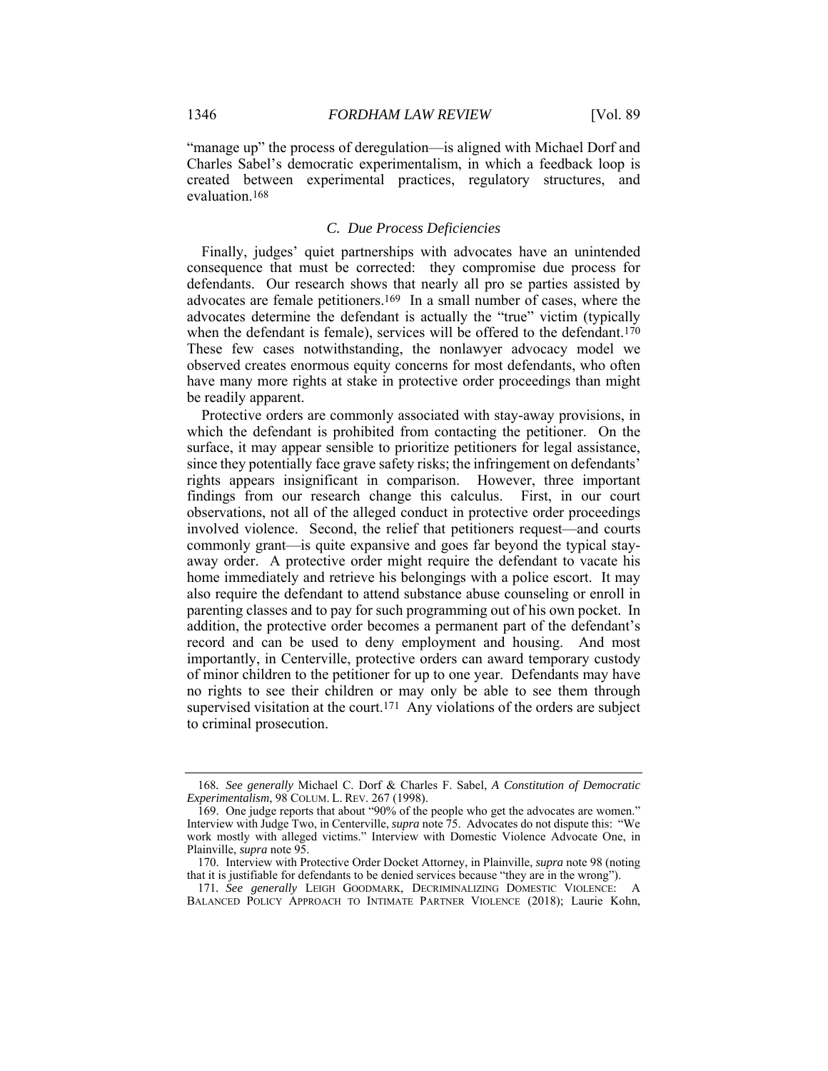"manage up" the process of deregulation—is aligned with Michael Dorf and Charles Sabel's democratic experimentalism, in which a feedback loop is created between experimental practices, regulatory structures, and evaluation.[168]

### *C. Due Process Deficiencies*

Finally, judges' quiet partnerships with advocates have an unintended consequence that must be corrected: they compromise due process for defendants. Our research shows that nearly all pro se parties assisted by advocates are female petitioners.[169] In a small number of cases, where the advocates determine the defendant is actually the "true" victim (typically when the defendant is female), services will be offered to the defendant.[170] These few cases notwithstanding, the nonlawyer advocacy model we observed creates enormous equity concerns for most defendants, who often have many more rights at stake in protective order proceedings than might be readily apparent.

Protective orders are commonly associated with stay-away provisions, in which the defendant is prohibited from contacting the petitioner. On the surface, it may appear sensible to prioritize petitioners for legal assistance, since they potentially face grave safety risks; the infringement on defendants' rights appears insignificant in comparison. However, three important findings from our research change this calculus. First, in our court observations, not all of the alleged conduct in protective order proceedings involved violence. Second, the relief that petitioners request—and courts commonly grant—is quite expansive and goes far beyond the typical stay-away order. A protective order might require the defendant to vacate his home immediately and retrieve his belongings with a police escort. It may also require the defendant to attend substance abuse counseling or enroll in parenting classes and to pay for such programming out of his own pocket. In addition, the protective order becomes a permanent part of the defendant's record and can be used to deny employment and housing. And most importantly, in Centerville, protective orders can award temporary custody of minor children to the petitioner for up to one year. Defendants may have no rights to see their children or may only be able to see them through supervised visitation at the court.[171] Any violations of the orders are subject to criminal prosecution.

---

168. *See generally* Michael C. Dorf & Charles F. Sabel, *A Constitution of Democratic Experimentalism*, 98 COLUM. L. REV. 267 (1998).

169. One judge reports that about "90% of the people who get the advocates are women." Interview with Judge Two, in Centerville, *supra* note 75. Advocates do not dispute this: "We work mostly with alleged victims." Interview with Domestic Violence Advocate One, in Plainville, *supra* note 95.

170. Interview with Protective Order Docket Attorney, in Plainville, *supra* note 98 (noting that it is justifiable for defendants to be denied services because "they are in the wrong").

171. *See generally* LEIGH GOODMARK, DECRIMINALIZING DOMESTIC VIOLENCE: A BALANCED POLICY APPROACH TO INTIMATE PARTNER VIOLENCE (2018); Laurie Kohn,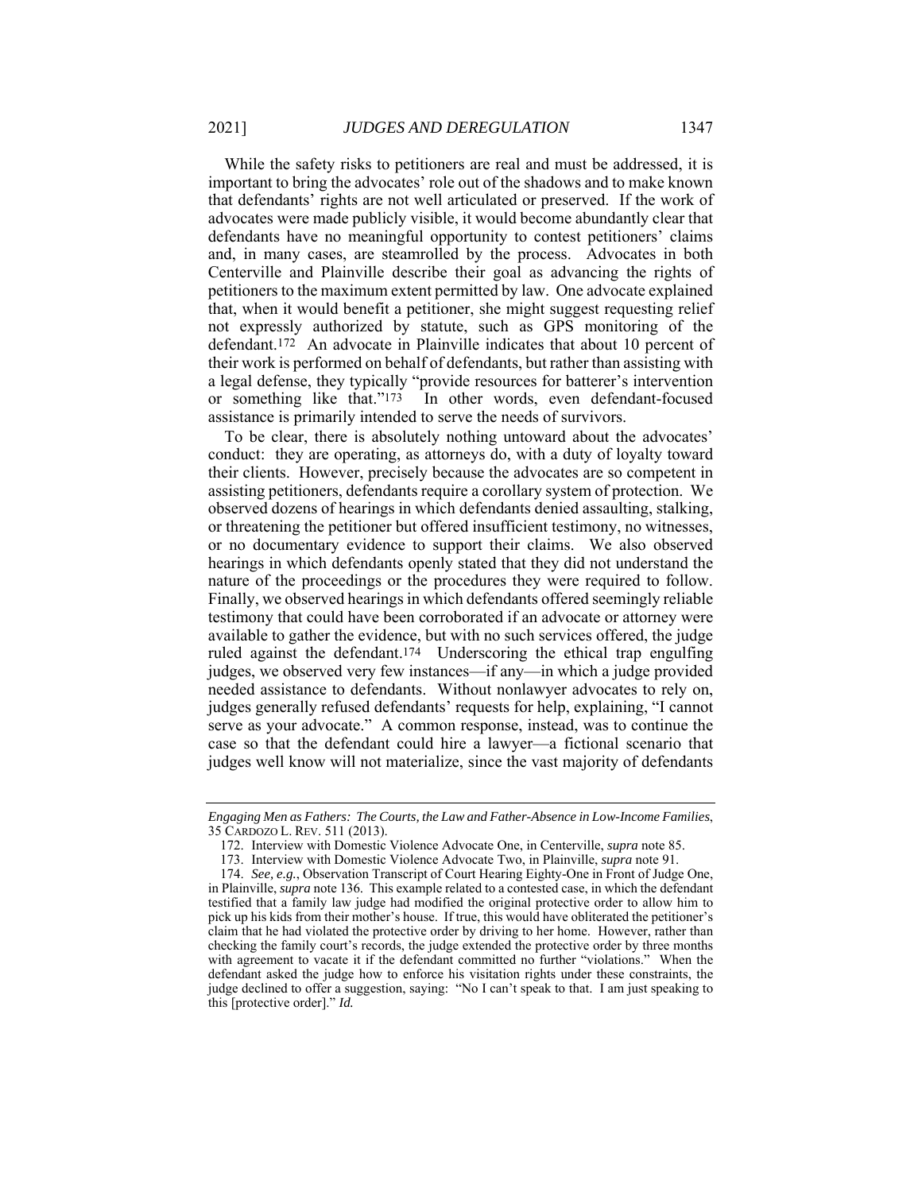While the safety risks to petitioners are real and must be addressed, it is important to bring the advocates' role out of the shadows and to make known that defendants' rights are not well articulated or preserved. If the work of advocates were made publicly visible, it would become abundantly clear that defendants have no meaningful opportunity to contest petitioners' claims and, in many cases, are steamrolled by the process. Advocates in both Centerville and Plainville describe their goal as advancing the rights of petitioners to the maximum extent permitted by law. One advocate explained that, when it would benefit a petitioner, she might suggest requesting relief not expressly authorized by statute, such as GPS monitoring of the defendant.[172] An advocate in Plainville indicates that about 10 percent of their work is performed on behalf of defendants, but rather than assisting with a legal defense, they typically "provide resources for batterer's intervention or something like that."[173] In other words, even defendant-focused assistance is primarily intended to serve the needs of survivors.

To be clear, there is absolutely nothing untoward about the advocates' conduct: they are operating, as attorneys do, with a duty of loyalty toward their clients. However, precisely because the advocates are so competent in assisting petitioners, defendants require a corollary system of protection. We observed dozens of hearings in which defendants denied assaulting, stalking, or threatening the petitioner but offered insufficient testimony, no witnesses, or no documentary evidence to support their claims. We also observed hearings in which defendants openly stated that they did not understand the nature of the proceedings or the procedures they were required to follow. Finally, we observed hearings in which defendants offered seemingly reliable testimony that could have been corroborated if an advocate or attorney were available to gather the evidence, but with no such services offered, the judge ruled against the defendant.[174] Underscoring the ethical trap engulfing judges, we observed very few instances—if any—in which a judge provided needed assistance to defendants. Without nonlawyer advocates to rely on, judges generally refused defendants' requests for help, explaining, "I cannot serve as your advocate." A common response, instead, was to continue the case so that the defendant could hire a lawyer—a fictional scenario that judges well know will not materialize, since the vast majority of defendants

---

*Engaging Men as Fathers: The Courts, the Law and Father-Absence in Low-Income Families*, 35 CARDOZO L. REV. 511 (2013).

172. Interview with Domestic Violence Advocate One, in Centerville, *supra* note 85.

173. Interview with Domestic Violence Advocate Two, in Plainville, *supra* note 91.

174. *See, e.g.*, Observation Transcript of Court Hearing Eighty-One in Front of Judge One, in Plainville, *supra* note 136. This example related to a contested case, in which the defendant testified that a family law judge had modified the original protective order to allow him to pick up his kids from their mother's house. If true, this would have obliterated the petitioner's claim that he had violated the protective order by driving to her home. However, rather than checking the family court's records, the judge extended the protective order by three months with agreement to vacate it if the defendant committed no further "violations." When the defendant asked the judge how to enforce his visitation rights under these constraints, the judge declined to offer a suggestion, saying: "No I can't speak to that. I am just speaking to this [protective order]." *Id.*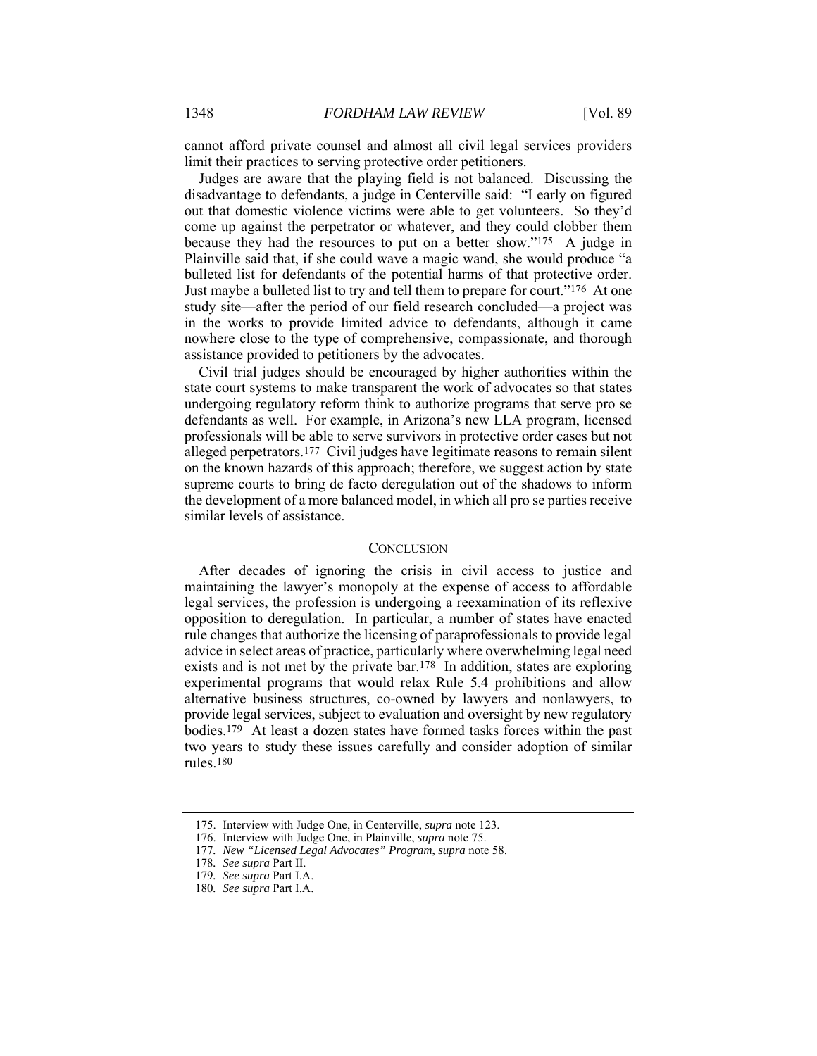cannot afford private counsel and almost all civil legal services providers limit their practices to serving protective order petitioners.

Judges are aware that the playing field is not balanced. Discussing the disadvantage to defendants, a judge in Centerville said: "I early on figured out that domestic violence victims were able to get volunteers. So they'd come up against the perpetrator or whatever, and they could clobber them because they had the resources to put on a better show."[175] A judge in Plainville said that, if she could wave a magic wand, she would produce "a bulleted list for defendants of the potential harms of that protective order. Just maybe a bulleted list to try and tell them to prepare for court."[176] At one study site—after the period of our field research concluded—a project was in the works to provide limited advice to defendants, although it came nowhere close to the type of comprehensive, compassionate, and thorough assistance provided to petitioners by the advocates.

Civil trial judges should be encouraged by higher authorities within the state court systems to make transparent the work of advocates so that states undergoing regulatory reform think to authorize programs that serve pro se defendants as well. For example, in Arizona's new LLA program, licensed professionals will be able to serve survivors in protective order cases but not alleged perpetrators.[177] Civil judges have legitimate reasons to remain silent on the known hazards of this approach; therefore, we suggest action by state supreme courts to bring de facto deregulation out of the shadows to inform the development of a more balanced model, in which all pro se parties receive similar levels of assistance.

## CONCLUSION

After decades of ignoring the crisis in civil access to justice and maintaining the lawyer's monopoly at the expense of access to affordable legal services, the profession is undergoing a reexamination of its reflexive opposition to deregulation. In particular, a number of states have enacted rule changes that authorize the licensing of paraprofessionals to provide legal advice in select areas of practice, particularly where overwhelming legal need exists and is not met by the private bar.[178] In addition, states are exploring experimental programs that would relax Rule 5.4 prohibitions and allow alternative business structures, co-owned by lawyers and nonlawyers, to provide legal services, subject to evaluation and oversight by new regulatory bodies.[179] At least a dozen states have formed tasks forces within the past two years to study these issues carefully and consider adoption of similar rules.[180]

---

175. Interview with Judge One, in Centerville, *supra* note 123.

176. Interview with Judge One, in Plainville, *supra* note 75.

177. *New "Licensed Legal Advocates" Program*, *supra* note 58.

178. *See supra* Part II.

179. *See supra* Part I.A.

180. *See supra* Part I.A.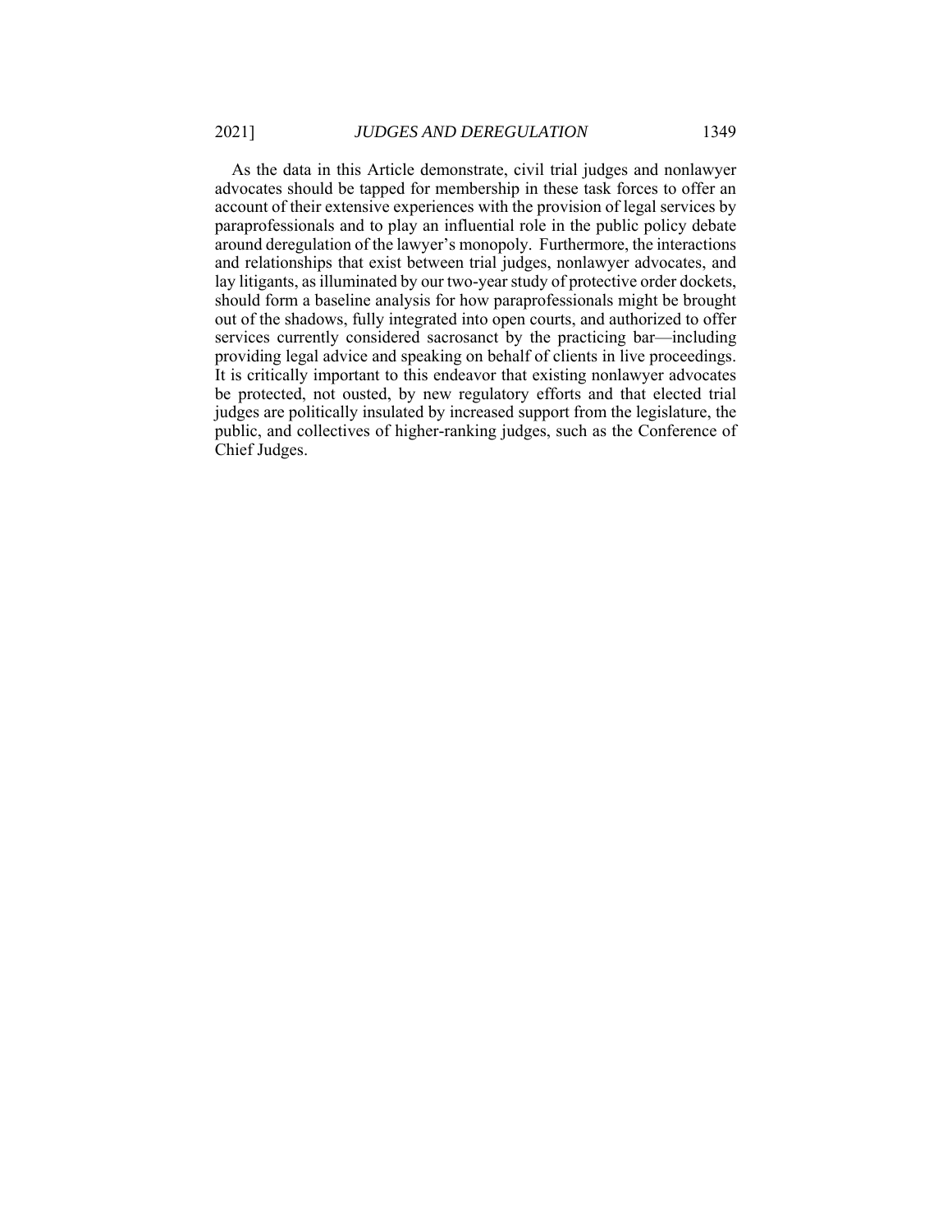As the data in this Article demonstrate, civil trial judges and nonlawyer advocates should be tapped for membership in these task forces to offer an account of their extensive experiences with the provision of legal services by paraprofessionals and to play an influential role in the public policy debate around deregulation of the lawyer's monopoly. Furthermore, the interactions and relationships that exist between trial judges, nonlawyer advocates, and lay litigants, as illuminated by our two-year study of protective order dockets, should form a baseline analysis for how paraprofessionals might be brought out of the shadows, fully integrated into open courts, and authorized to offer services currently considered sacrosanct by the practicing bar—including providing legal advice and speaking on behalf of clients in live proceedings. It is critically important to this endeavor that existing nonlawyer advocates be protected, not ousted, by new regulatory efforts and that elected trial judges are politically insulated by increased support from the legislature, the public, and collectives of higher-ranking judges, such as the Conference of Chief Judges.